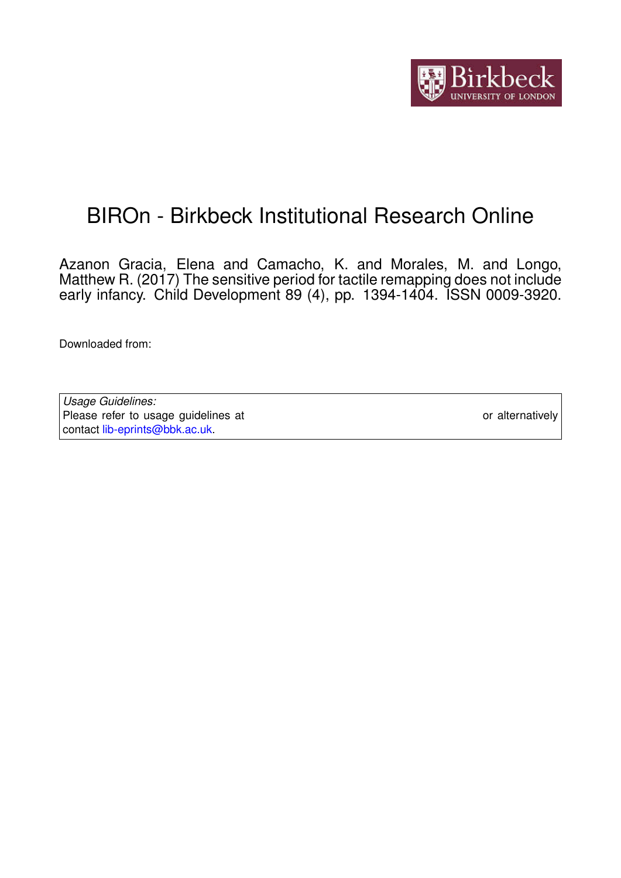# BIROn - Birkbeck Institutional Research Online

Azanon Gracia, Elena and Camacho, K. and Morales, M. and Longo, Matthew R. (2017) The sensitive period for tactile remapping does not include early infancy. Child Development 89 (4), pp. 1394-1404. ISSN 0009-3920.

Downloaded from:

| *Usage Guidelines:* | |
|---|---|
| Please refer to usage guidelines at | or alternatively |
| contact lib-eprints@bbk.ac.uk. | |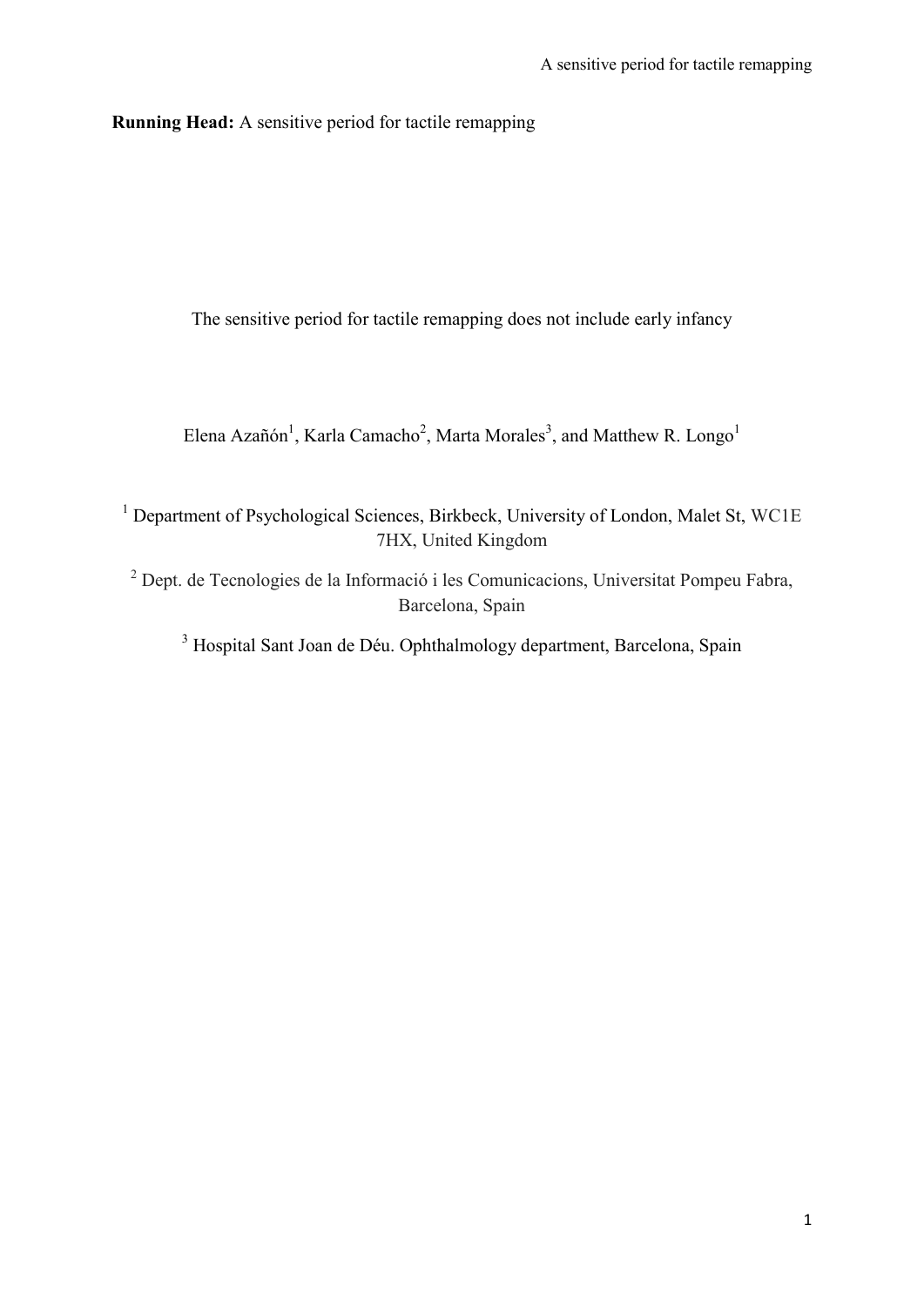**Running Head:** A sensitive period for tactile remapping

The sensitive period for tactile remapping does not include early infancy

Elena Azañón[1], Karla Camacho[2], Marta Morales[3], and Matthew R. Longo[1]

[1] Department of Psychological Sciences, Birkbeck, University of London, Malet St, WC1E 7HX, United Kingdom

[2] Dept. de Tecnologies de la Informació i les Comunicacions, Universitat Pompeu Fabra, Barcelona, Spain

[3] Hospital Sant Joan de Déu. Ophthalmology department, Barcelona, Spain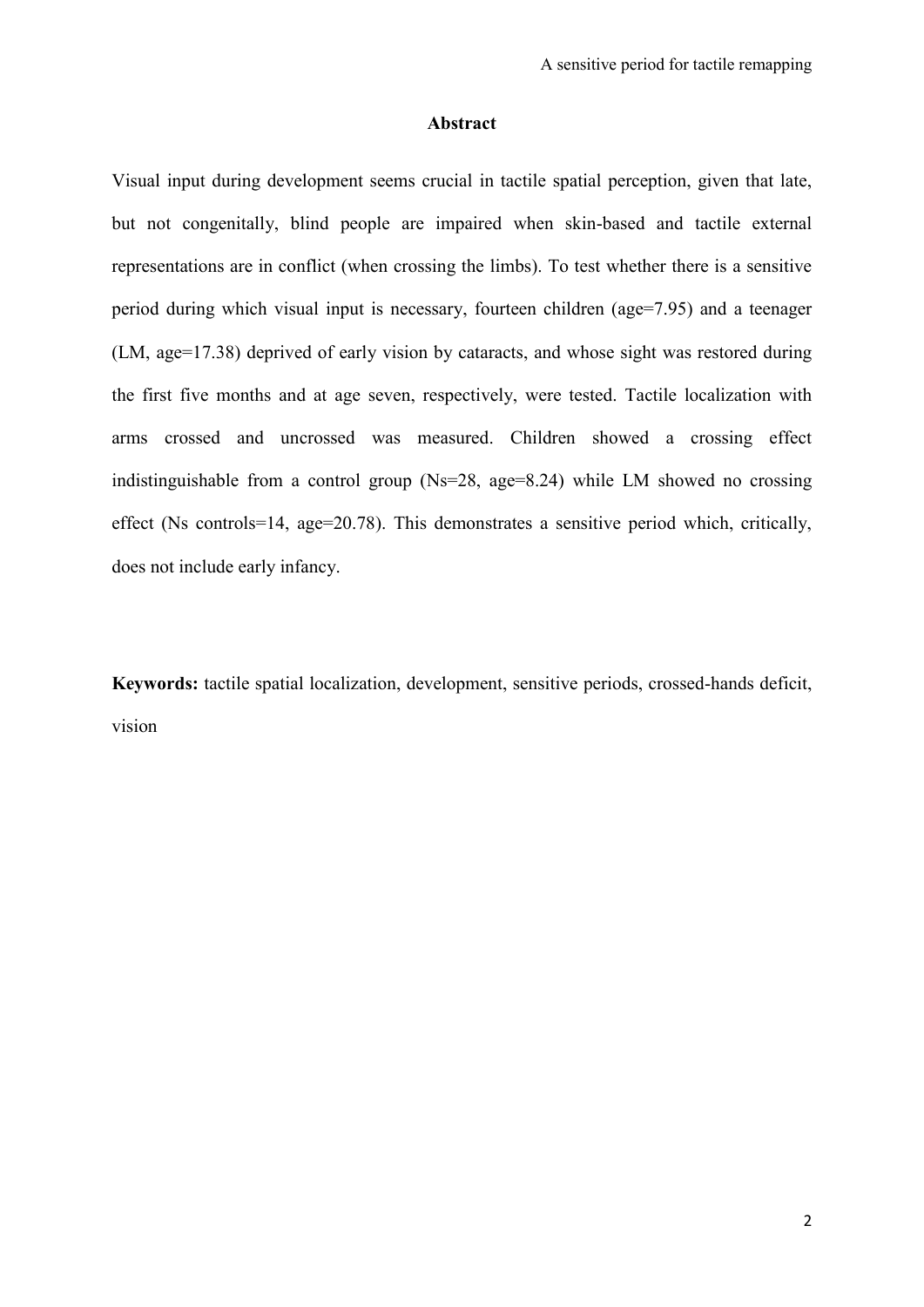## Abstract

Visual input during development seems crucial in tactile spatial perception, given that late, but not congenitally, blind people are impaired when skin-based and tactile external representations are in conflict (when crossing the limbs). To test whether there is a sensitive period during which visual input is necessary, fourteen children (age=7.95) and a teenager (LM, age=17.38) deprived of early vision by cataracts, and whose sight was restored during the first five months and at age seven, respectively, were tested. Tactile localization with arms crossed and uncrossed was measured. Children showed a crossing effect indistinguishable from a control group (Ns=28, age=8.24) while LM showed no crossing effect (Ns controls=14, age=20.78). This demonstrates a sensitive period which, critically, does not include early infancy.

**Keywords:** tactile spatial localization, development, sensitive periods, crossed-hands deficit, vision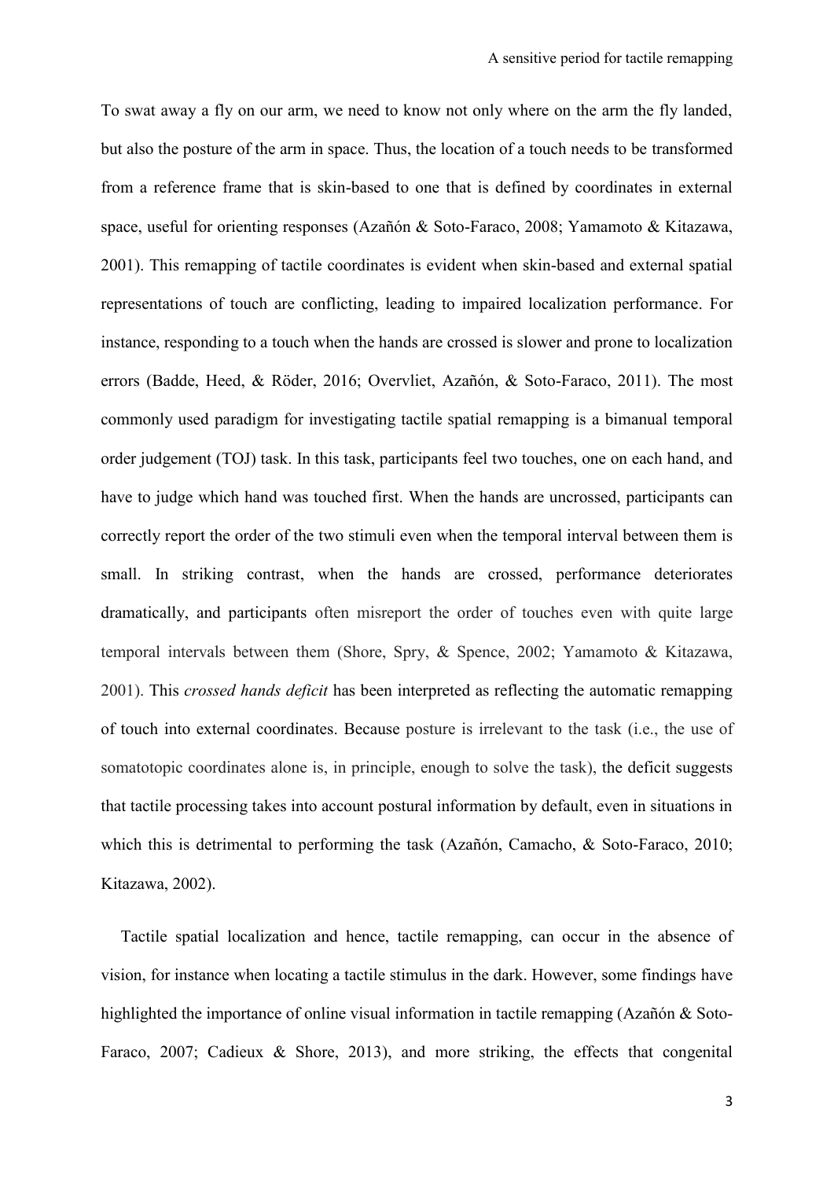To swat away a fly on our arm, we need to know not only where on the arm the fly landed, but also the posture of the arm in space. Thus, the location of a touch needs to be transformed from a reference frame that is skin-based to one that is defined by coordinates in external space, useful for orienting responses (Azañón & Soto-Faraco, 2008; Yamamoto & Kitazawa, 2001). This remapping of tactile coordinates is evident when skin-based and external spatial representations of touch are conflicting, leading to impaired localization performance. For instance, responding to a touch when the hands are crossed is slower and prone to localization errors (Badde, Heed, & Röder, 2016; Overvliet, Azañón, & Soto-Faraco, 2011). The most commonly used paradigm for investigating tactile spatial remapping is a bimanual temporal order judgement (TOJ) task. In this task, participants feel two touches, one on each hand, and have to judge which hand was touched first. When the hands are uncrossed, participants can correctly report the order of the two stimuli even when the temporal interval between them is small. In striking contrast, when the hands are crossed, performance deteriorates dramatically, and participants often misreport the order of touches even with quite large temporal intervals between them (Shore, Spry, & Spence, 2002; Yamamoto & Kitazawa, 2001). This *crossed hands deficit* has been interpreted as reflecting the automatic remapping of touch into external coordinates. Because posture is irrelevant to the task (i.e., the use of somatotopic coordinates alone is, in principle, enough to solve the task), the deficit suggests that tactile processing takes into account postural information by default, even in situations in which this is detrimental to performing the task (Azañón, Camacho, & Soto-Faraco, 2010; Kitazawa, 2002).

Tactile spatial localization and hence, tactile remapping, can occur in the absence of vision, for instance when locating a tactile stimulus in the dark. However, some findings have highlighted the importance of online visual information in tactile remapping (Azañón & Soto-Faraco, 2007; Cadieux & Shore, 2013), and more striking, the effects that congenital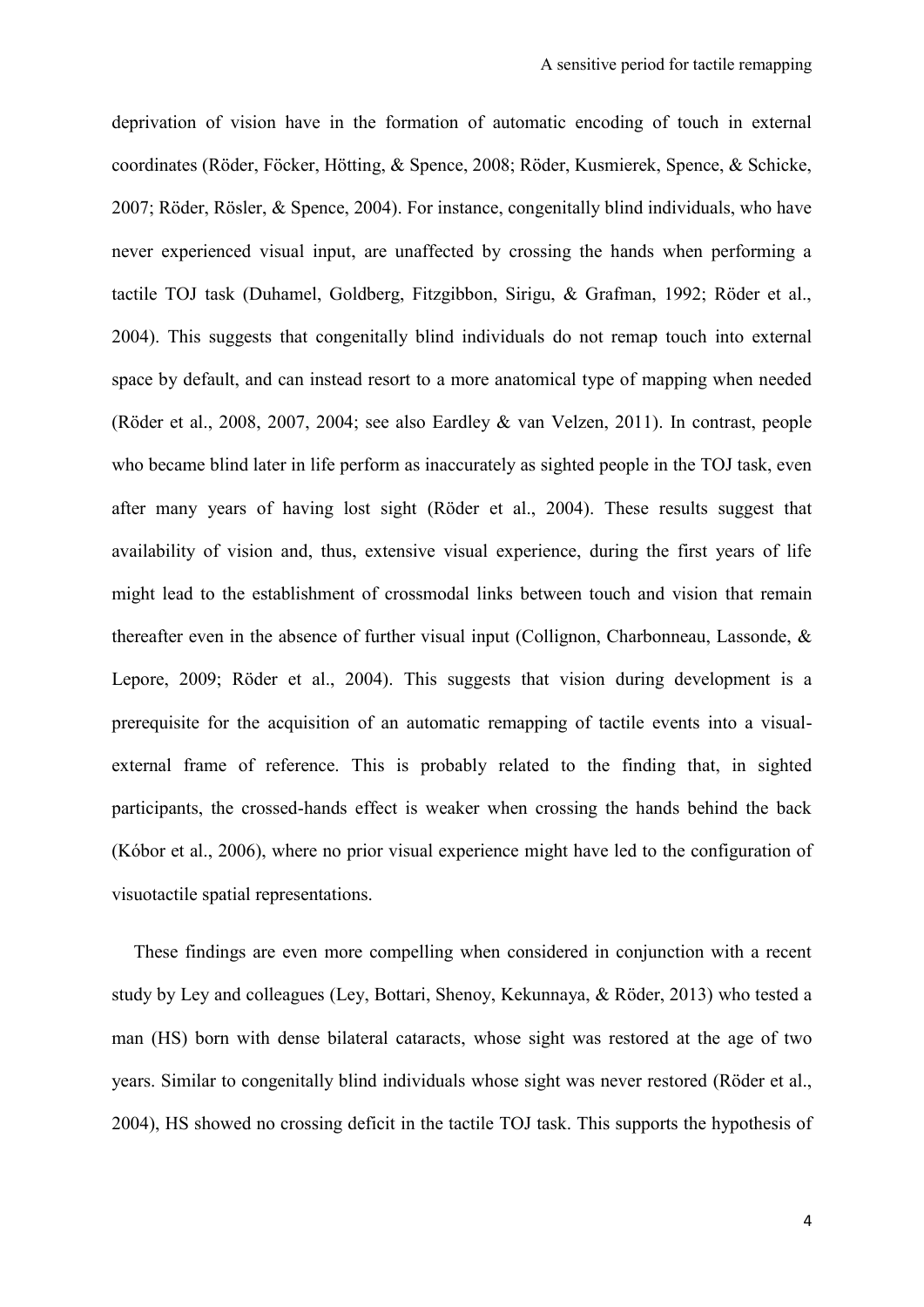deprivation of vision have in the formation of automatic encoding of touch in external coordinates (Röder, Föcker, Hötting, & Spence, 2008; Röder, Kusmierek, Spence, & Schicke, 2007; Röder, Rösler, & Spence, 2004). For instance, congenitally blind individuals, who have never experienced visual input, are unaffected by crossing the hands when performing a tactile TOJ task (Duhamel, Goldberg, Fitzgibbon, Sirigu, & Grafman, 1992; Röder et al., 2004). This suggests that congenitally blind individuals do not remap touch into external space by default, and can instead resort to a more anatomical type of mapping when needed (Röder et al., 2008, 2007, 2004; see also Eardley & van Velzen, 2011). In contrast, people who became blind later in life perform as inaccurately as sighted people in the TOJ task, even after many years of having lost sight (Röder et al., 2004). These results suggest that availability of vision and, thus, extensive visual experience, during the first years of life might lead to the establishment of crossmodal links between touch and vision that remain thereafter even in the absence of further visual input (Collignon, Charbonneau, Lassonde, & Lepore, 2009; Röder et al., 2004). This suggests that vision during development is a prerequisite for the acquisition of an automatic remapping of tactile events into a visual-external frame of reference. This is probably related to the finding that, in sighted participants, the crossed-hands effect is weaker when crossing the hands behind the back (Kóbor et al., 2006), where no prior visual experience might have led to the configuration of visuotactile spatial representations.

These findings are even more compelling when considered in conjunction with a recent study by Ley and colleagues (Ley, Bottari, Shenoy, Kekunnaya, & Röder, 2013) who tested a man (HS) born with dense bilateral cataracts, whose sight was restored at the age of two years. Similar to congenitally blind individuals whose sight was never restored (Röder et al., 2004), HS showed no crossing deficit in the tactile TOJ task. This supports the hypothesis of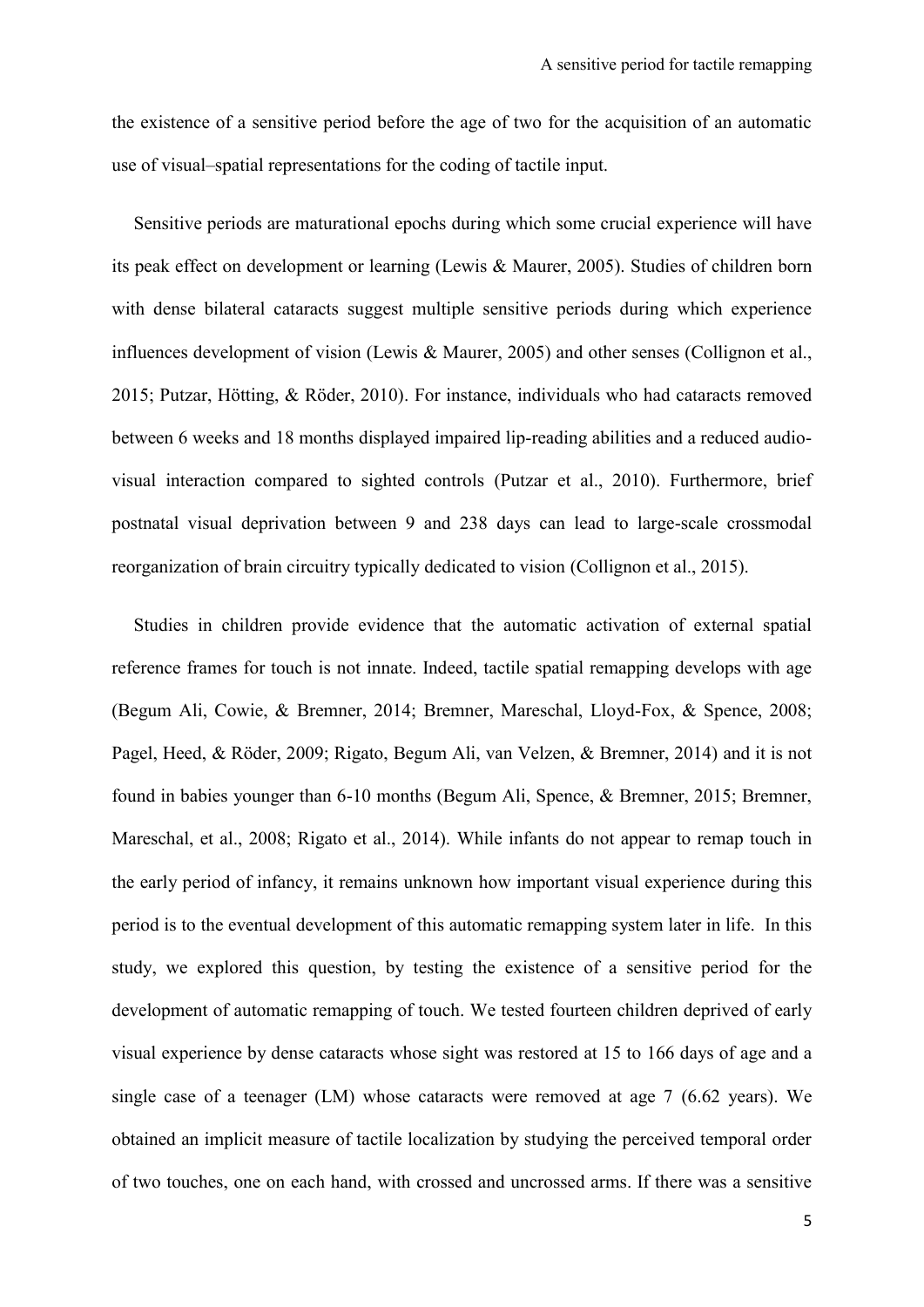the existence of a sensitive period before the age of two for the acquisition of an automatic use of visual–spatial representations for the coding of tactile input.

Sensitive periods are maturational epochs during which some crucial experience will have its peak effect on development or learning (Lewis & Maurer, 2005). Studies of children born with dense bilateral cataracts suggest multiple sensitive periods during which experience influences development of vision (Lewis & Maurer, 2005) and other senses (Collignon et al., 2015; Putzar, Hötting, & Röder, 2010). For instance, individuals who had cataracts removed between 6 weeks and 18 months displayed impaired lip-reading abilities and a reduced audio-visual interaction compared to sighted controls (Putzar et al., 2010). Furthermore, brief postnatal visual deprivation between 9 and 238 days can lead to large-scale crossmodal reorganization of brain circuitry typically dedicated to vision (Collignon et al., 2015).

Studies in children provide evidence that the automatic activation of external spatial reference frames for touch is not innate. Indeed, tactile spatial remapping develops with age (Begum Ali, Cowie, & Bremner, 2014; Bremner, Mareschal, Lloyd-Fox, & Spence, 2008; Pagel, Heed, & Röder, 2009; Rigato, Begum Ali, van Velzen, & Bremner, 2014) and it is not found in babies younger than 6-10 months (Begum Ali, Spence, & Bremner, 2015; Bremner, Mareschal, et al., 2008; Rigato et al., 2014). While infants do not appear to remap touch in the early period of infancy, it remains unknown how important visual experience during this period is to the eventual development of this automatic remapping system later in life. In this study, we explored this question, by testing the existence of a sensitive period for the development of automatic remapping of touch. We tested fourteen children deprived of early visual experience by dense cataracts whose sight was restored at 15 to 166 days of age and a single case of a teenager (LM) whose cataracts were removed at age 7 (6.62 years). We obtained an implicit measure of tactile localization by studying the perceived temporal order of two touches, one on each hand, with crossed and uncrossed arms. If there was a sensitive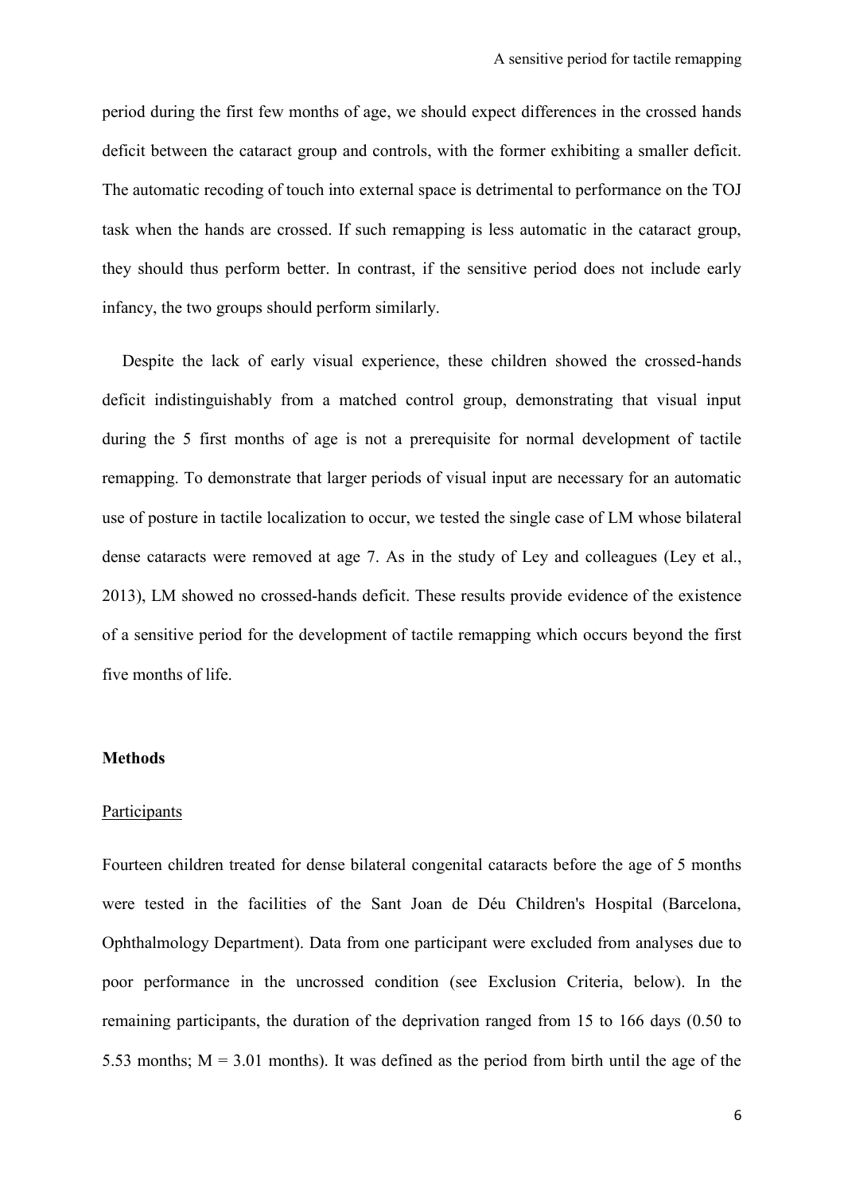period during the first few months of age, we should expect differences in the crossed hands deficit between the cataract group and controls, with the former exhibiting a smaller deficit. The automatic recoding of touch into external space is detrimental to performance on the TOJ task when the hands are crossed. If such remapping is less automatic in the cataract group, they should thus perform better. In contrast, if the sensitive period does not include early infancy, the two groups should perform similarly.

Despite the lack of early visual experience, these children showed the crossed-hands deficit indistinguishably from a matched control group, demonstrating that visual input during the 5 first months of age is not a prerequisite for normal development of tactile remapping. To demonstrate that larger periods of visual input are necessary for an automatic use of posture in tactile localization to occur, we tested the single case of LM whose bilateral dense cataracts were removed at age 7. As in the study of Ley and colleagues (Ley et al., 2013), LM showed no crossed-hands deficit. These results provide evidence of the existence of a sensitive period for the development of tactile remapping which occurs beyond the first five months of life.

## Methods

### Participants

Fourteen children treated for dense bilateral congenital cataracts before the age of 5 months were tested in the facilities of the Sant Joan de Déu Children's Hospital (Barcelona, Ophthalmology Department). Data from one participant were excluded from analyses due to poor performance in the uncrossed condition (see Exclusion Criteria, below). In the remaining participants, the duration of the deprivation ranged from 15 to 166 days (0.50 to 5.53 months; M = 3.01 months). It was defined as the period from birth until the age of the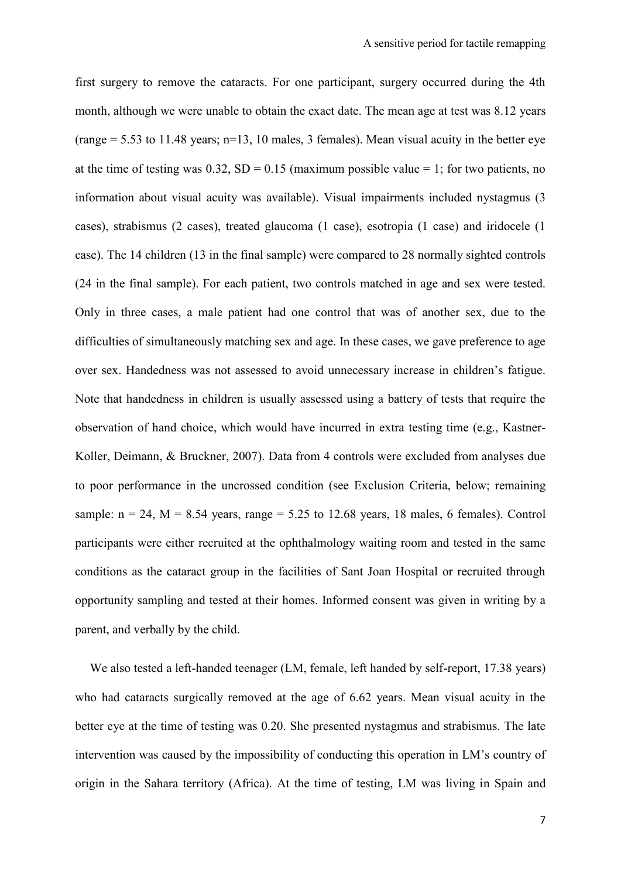first surgery to remove the cataracts. For one participant, surgery occurred during the 4th month, although we were unable to obtain the exact date. The mean age at test was 8.12 years (range = 5.53 to 11.48 years; n=13, 10 males, 3 females). Mean visual acuity in the better eye at the time of testing was 0.32, SD = 0.15 (maximum possible value = 1; for two patients, no information about visual acuity was available). Visual impairments included nystagmus (3 cases), strabismus (2 cases), treated glaucoma (1 case), esotropia (1 case) and iridocele (1 case). The 14 children (13 in the final sample) were compared to 28 normally sighted controls (24 in the final sample). For each patient, two controls matched in age and sex were tested. Only in three cases, a male patient had one control that was of another sex, due to the difficulties of simultaneously matching sex and age. In these cases, we gave preference to age over sex. Handedness was not assessed to avoid unnecessary increase in children's fatigue. Note that handedness in children is usually assessed using a battery of tests that require the observation of hand choice, which would have incurred in extra testing time (e.g., Kastner-Koller, Deimann, & Bruckner, 2007). Data from 4 controls were excluded from analyses due to poor performance in the uncrossed condition (see Exclusion Criteria, below; remaining sample: n = 24, M = 8.54 years, range = 5.25 to 12.68 years, 18 males, 6 females). Control participants were either recruited at the ophthalmology waiting room and tested in the same conditions as the cataract group in the facilities of Sant Joan Hospital or recruited through opportunity sampling and tested at their homes. Informed consent was given in writing by a parent, and verbally by the child.

We also tested a left-handed teenager (LM, female, left handed by self-report, 17.38 years) who had cataracts surgically removed at the age of 6.62 years. Mean visual acuity in the better eye at the time of testing was 0.20. She presented nystagmus and strabismus. The late intervention was caused by the impossibility of conducting this operation in LM's country of origin in the Sahara territory (Africa). At the time of testing, LM was living in Spain and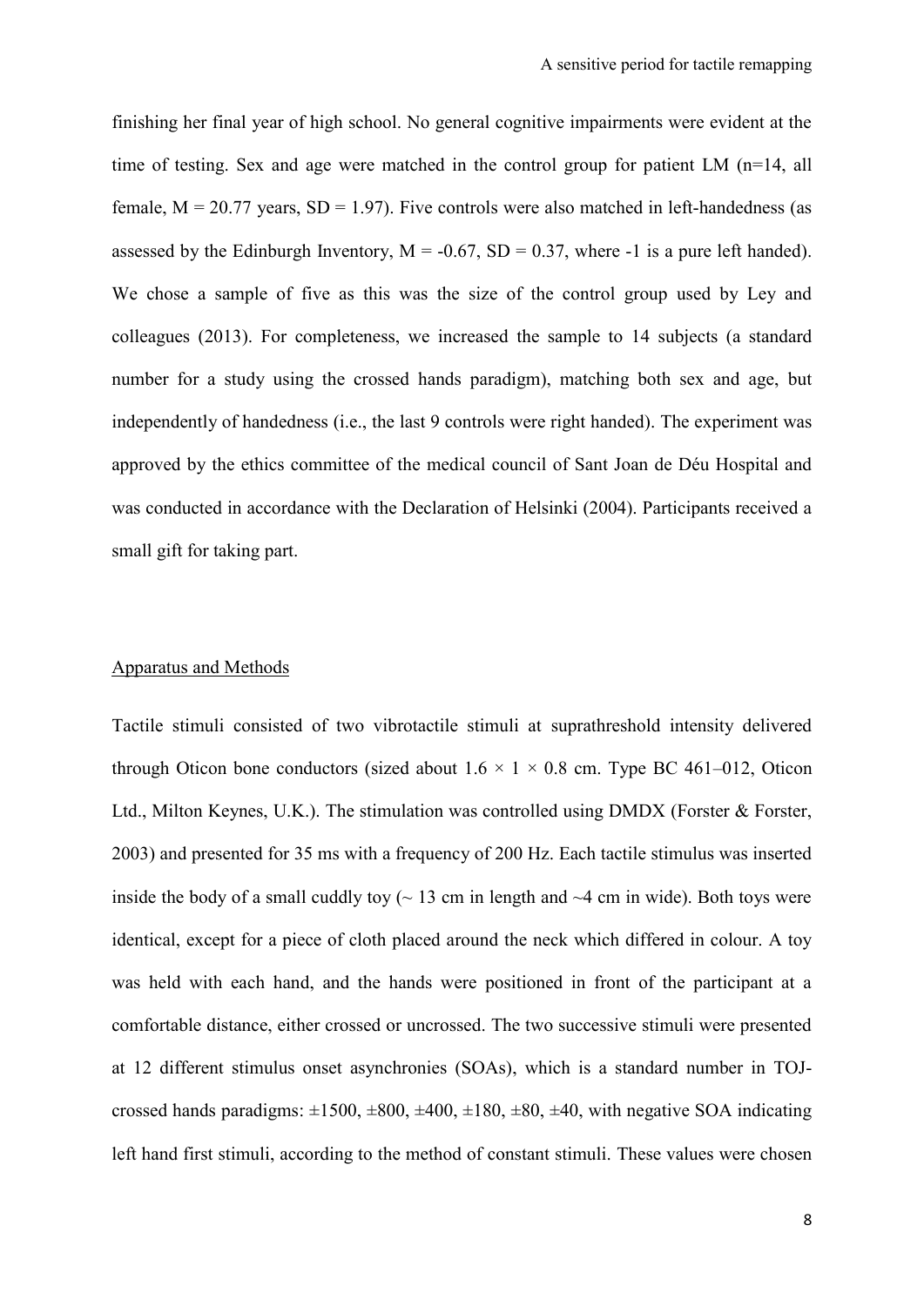finishing her final year of high school. No general cognitive impairments were evident at the time of testing. Sex and age were matched in the control group for patient LM (n=14, all female, M = 20.77 years, SD = 1.97). Five controls were also matched in left-handedness (as assessed by the Edinburgh Inventory, M = -0.67, SD = 0.37, where -1 is a pure left handed). We chose a sample of five as this was the size of the control group used by Ley and colleagues (2013). For completeness, we increased the sample to 14 subjects (a standard number for a study using the crossed hands paradigm), matching both sex and age, but independently of handedness (i.e., the last 9 controls were right handed). The experiment was approved by the ethics committee of the medical council of Sant Joan de Déu Hospital and was conducted in accordance with the Declaration of Helsinki (2004). Participants received a small gift for taking part.

## Apparatus and Methods

Tactile stimuli consisted of two vibrotactile stimuli at suprathreshold intensity delivered through Oticon bone conductors (sized about 1.6 × 1 × 0.8 cm. Type BC 461–012, Oticon Ltd., Milton Keynes, U.K.). The stimulation was controlled using DMDX (Forster & Forster, 2003) and presented for 35 ms with a frequency of 200 Hz. Each tactile stimulus was inserted inside the body of a small cuddly toy (~ 13 cm in length and ~4 cm in wide). Both toys were identical, except for a piece of cloth placed around the neck which differed in colour. A toy was held with each hand, and the hands were positioned in front of the participant at a comfortable distance, either crossed or uncrossed. The two successive stimuli were presented at 12 different stimulus onset asynchronies (SOAs), which is a standard number in TOJ-crossed hands paradigms: ±1500, ±800, ±400, ±180, ±80, ±40, with negative SOA indicating left hand first stimuli, according to the method of constant stimuli. These values were chosen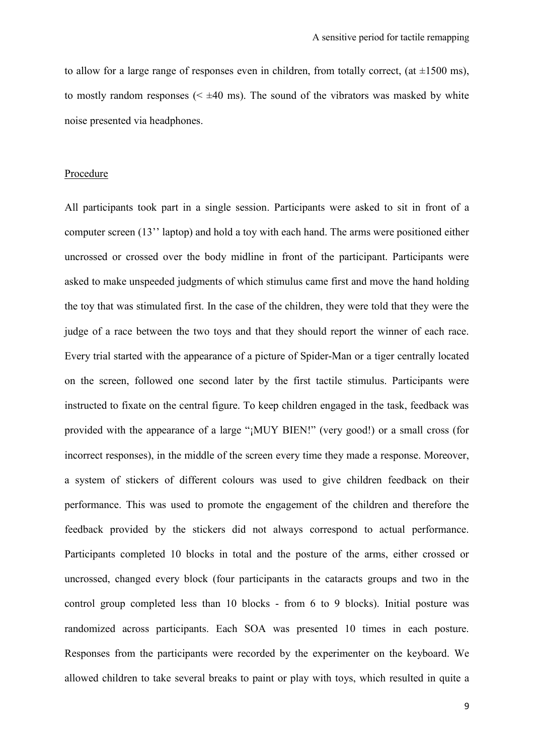to allow for a large range of responses even in children, from totally correct, (at ±1500 ms), to mostly random responses (< ±40 ms). The sound of the vibrators was masked by white noise presented via headphones.

Procedure

All participants took part in a single session. Participants were asked to sit in front of a computer screen (13'' laptop) and hold a toy with each hand. The arms were positioned either uncrossed or crossed over the body midline in front of the participant. Participants were asked to make unspeeded judgments of which stimulus came first and move the hand holding the toy that was stimulated first. In the case of the children, they were told that they were the judge of a race between the two toys and that they should report the winner of each race. Every trial started with the appearance of a picture of Spider-Man or a tiger centrally located on the screen, followed one second later by the first tactile stimulus. Participants were instructed to fixate on the central figure. To keep children engaged in the task, feedback was provided with the appearance of a large "¡MUY BIEN!" (very good!) or a small cross (for incorrect responses), in the middle of the screen every time they made a response. Moreover, a system of stickers of different colours was used to give children feedback on their performance. This was used to promote the engagement of the children and therefore the feedback provided by the stickers did not always correspond to actual performance. Participants completed 10 blocks in total and the posture of the arms, either crossed or uncrossed, changed every block (four participants in the cataracts groups and two in the control group completed less than 10 blocks - from 6 to 9 blocks). Initial posture was randomized across participants. Each SOA was presented 10 times in each posture. Responses from the participants were recorded by the experimenter on the keyboard. We allowed children to take several breaks to paint or play with toys, which resulted in quite a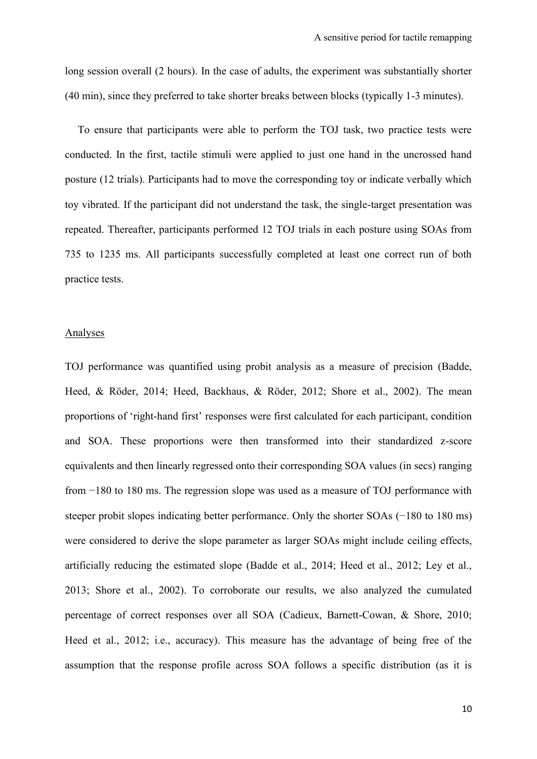long session overall (2 hours). In the case of adults, the experiment was substantially shorter (40 min), since they preferred to take shorter breaks between blocks (typically 1-3 minutes).

To ensure that participants were able to perform the TOJ task, two practice tests were conducted. In the first, tactile stimuli were applied to just one hand in the uncrossed hand posture (12 trials). Participants had to move the corresponding toy or indicate verbally which toy vibrated. If the participant did not understand the task, the single-target presentation was repeated. Thereafter, participants performed 12 TOJ trials in each posture using SOAs from 735 to 1235 ms. All participants successfully completed at least one correct run of both practice tests.

## Analyses

TOJ performance was quantified using probit analysis as a measure of precision (Badde, Heed, & Röder, 2014; Heed, Backhaus, & Röder, 2012; Shore et al., 2002). The mean proportions of 'right-hand first' responses were first calculated for each participant, condition and SOA. These proportions were then transformed into their standardized z-score equivalents and then linearly regressed onto their corresponding SOA values (in secs) ranging from −180 to 180 ms. The regression slope was used as a measure of TOJ performance with steeper probit slopes indicating better performance. Only the shorter SOAs (−180 to 180 ms) were considered to derive the slope parameter as larger SOAs might include ceiling effects, artificially reducing the estimated slope (Badde et al., 2014; Heed et al., 2012; Ley et al., 2013; Shore et al., 2002). To corroborate our results, we also analyzed the cumulated percentage of correct responses over all SOA (Cadieux, Barnett-Cowan, & Shore, 2010; Heed et al., 2012; i.e., accuracy). This measure has the advantage of being free of the assumption that the response profile across SOA follows a specific distribution (as it is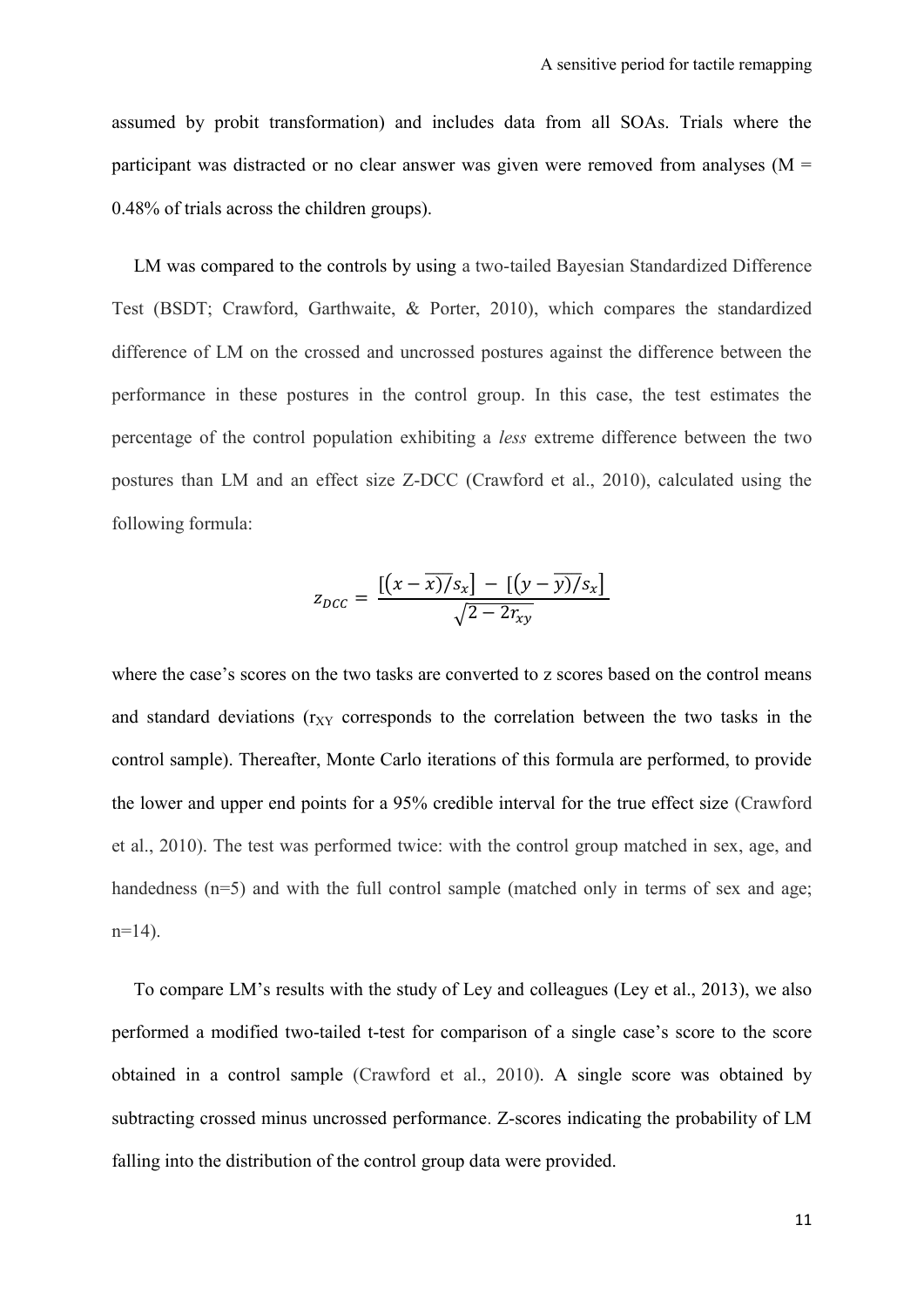assumed by probit transformation) and includes data from all SOAs. Trials where the participant was distracted or no clear answer was given were removed from analyses (M = 0.48% of trials across the children groups).

LM was compared to the controls by using a two-tailed Bayesian Standardized Difference Test (BSDT; Crawford, Garthwaite, & Porter, 2010), which compares the standardized difference of LM on the crossed and uncrossed postures against the difference between the performance in these postures in the control group. In this case, the test estimates the percentage of the control population exhibiting a *less* extreme difference between the two postures than LM and an effect size Z-DCC (Crawford et al., 2010), calculated using the following formula:

$$z_{DCC} = \frac{[(x - \overline{x})/s_x] - [(y - \overline{y})/s_x]}{\sqrt{2 - 2r_{xy}}}$$

where the case's scores on the two tasks are converted to z scores based on the control means and standard deviations ($r_{XY}$ corresponds to the correlation between the two tasks in the control sample). Thereafter, Monte Carlo iterations of this formula are performed, to provide the lower and upper end points for a 95% credible interval for the true effect size (Crawford et al., 2010). The test was performed twice: with the control group matched in sex, age, and handedness (n=5) and with the full control sample (matched only in terms of sex and age; n=14).

To compare LM's results with the study of Ley and colleagues (Ley et al., 2013), we also performed a modified two-tailed t-test for comparison of a single case's score to the score obtained in a control sample (Crawford et al., 2010). A single score was obtained by subtracting crossed minus uncrossed performance. Z-scores indicating the probability of LM falling into the distribution of the control group data were provided.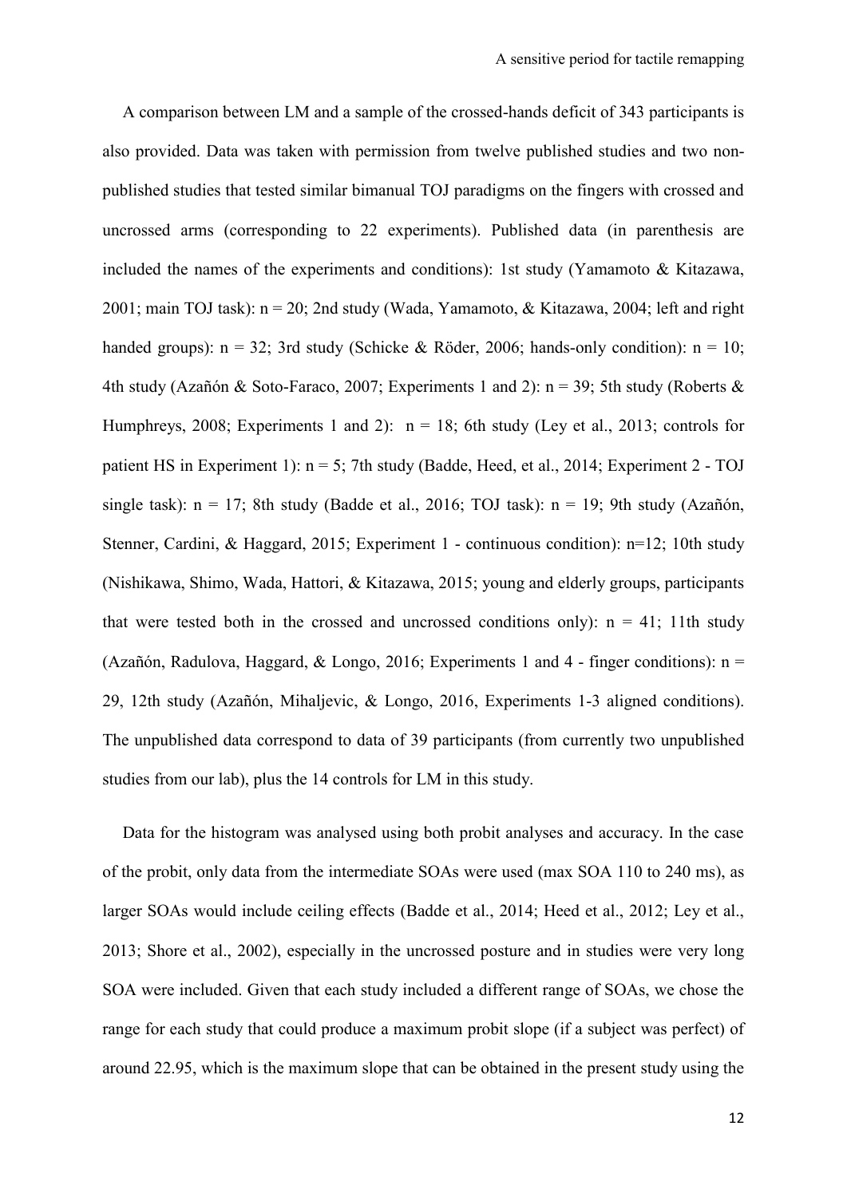A comparison between LM and a sample of the crossed-hands deficit of 343 participants is also provided. Data was taken with permission from twelve published studies and two non-published studies that tested similar bimanual TOJ paradigms on the fingers with crossed and uncrossed arms (corresponding to 22 experiments). Published data (in parenthesis are included the names of the experiments and conditions): 1st study (Yamamoto & Kitazawa, 2001; main TOJ task): n = 20; 2nd study (Wada, Yamamoto, & Kitazawa, 2004; left and right handed groups): n = 32; 3rd study (Schicke & Röder, 2006; hands-only condition): n = 10; 4th study (Azañón & Soto-Faraco, 2007; Experiments 1 and 2): n = 39; 5th study (Roberts & Humphreys, 2008; Experiments 1 and 2): n = 18; 6th study (Ley et al., 2013; controls for patient HS in Experiment 1): n = 5; 7th study (Badde, Heed, et al., 2014; Experiment 2 - TOJ single task): n = 17; 8th study (Badde et al., 2016; TOJ task): n = 19; 9th study (Azañón, Stenner, Cardini, & Haggard, 2015; Experiment 1 - continuous condition): n=12; 10th study (Nishikawa, Shimo, Wada, Hattori, & Kitazawa, 2015; young and elderly groups, participants that were tested both in the crossed and uncrossed conditions only): n = 41; 11th study (Azañón, Radulova, Haggard, & Longo, 2016; Experiments 1 and 4 - finger conditions): n = 29, 12th study (Azañón, Mihaljevic, & Longo, 2016, Experiments 1-3 aligned conditions). The unpublished data correspond to data of 39 participants (from currently two unpublished studies from our lab), plus the 14 controls for LM in this study.

Data for the histogram was analysed using both probit analyses and accuracy. In the case of the probit, only data from the intermediate SOAs were used (max SOA 110 to 240 ms), as larger SOAs would include ceiling effects (Badde et al., 2014; Heed et al., 2012; Ley et al., 2013; Shore et al., 2002), especially in the uncrossed posture and in studies were very long SOA were included. Given that each study included a different range of SOAs, we chose the range for each study that could produce a maximum probit slope (if a subject was perfect) of around 22.95, which is the maximum slope that can be obtained in the present study using the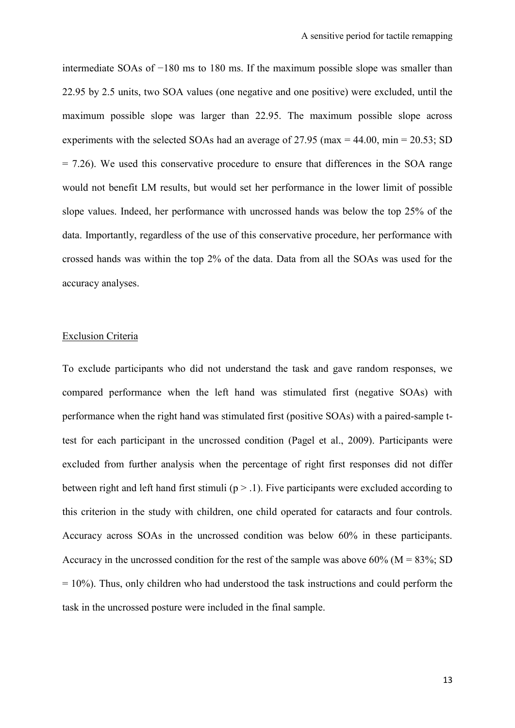intermediate SOAs of −180 ms to 180 ms. If the maximum possible slope was smaller than 22.95 by 2.5 units, two SOA values (one negative and one positive) were excluded, until the maximum possible slope was larger than 22.95. The maximum possible slope across experiments with the selected SOAs had an average of 27.95 (max = 44.00, min = 20.53; SD = 7.26). We used this conservative procedure to ensure that differences in the SOA range would not benefit LM results, but would set her performance in the lower limit of possible slope values. Indeed, her performance with uncrossed hands was below the top 25% of the data. Importantly, regardless of the use of this conservative procedure, her performance with crossed hands was within the top 2% of the data. Data from all the SOAs was used for the accuracy analyses.

## Exclusion Criteria

To exclude participants who did not understand the task and gave random responses, we compared performance when the left hand was stimulated first (negative SOAs) with performance when the right hand was stimulated first (positive SOAs) with a paired-sample t-test for each participant in the uncrossed condition (Pagel et al., 2009). Participants were excluded from further analysis when the percentage of right first responses did not differ between right and left hand first stimuli ($p > .1$). Five participants were excluded according to this criterion in the study with children, one child operated for cataracts and four controls. Accuracy across SOAs in the uncrossed condition was below 60% in these participants. Accuracy in the uncrossed condition for the rest of the sample was above 60% (M = 83%; SD = 10%). Thus, only children who had understood the task instructions and could perform the task in the uncrossed posture were included in the final sample.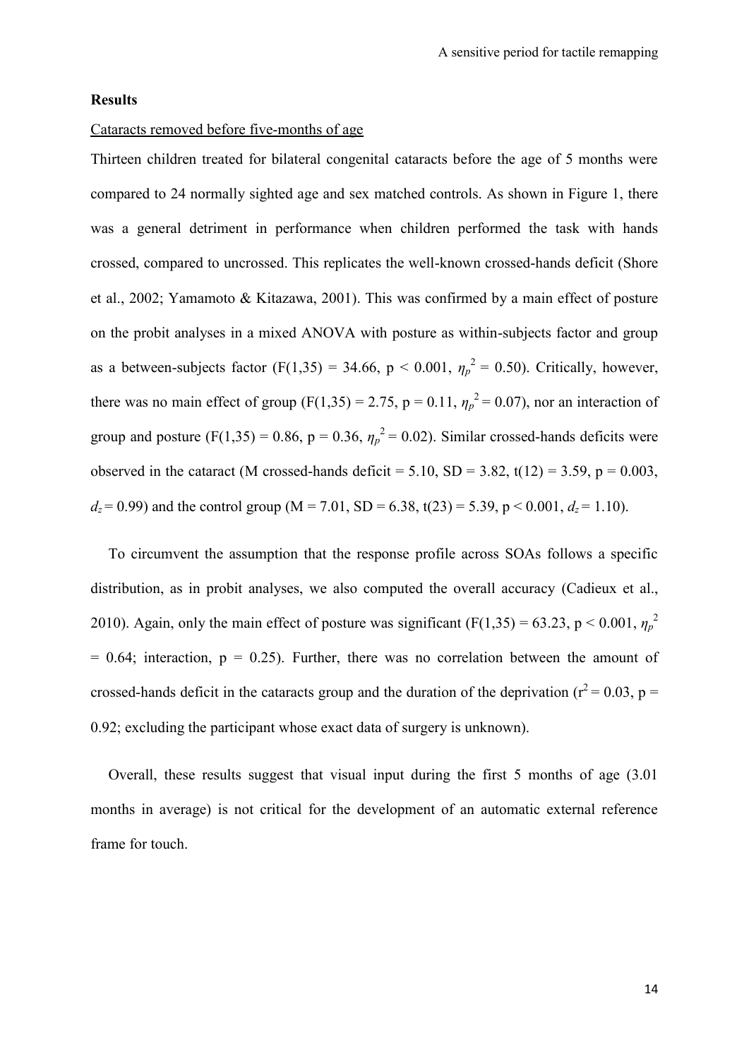**Results**

Cataracts removed before five-months of age

Thirteen children treated for bilateral congenital cataracts before the age of 5 months were compared to 24 normally sighted age and sex matched controls. As shown in Figure 1, there was a general detriment in performance when children performed the task with hands crossed, compared to uncrossed. This replicates the well-known crossed-hands deficit (Shore et al., 2002; Yamamoto & Kitazawa, 2001). This was confirmed by a main effect of posture on the probit analyses in a mixed ANOVA with posture as within-subjects factor and group as a between-subjects factor ($F(1,35) = 34.66$, $p < 0.001$, $\eta_p^2 = 0.50$). Critically, however, there was no main effect of group ($F(1,35) = 2.75$, $p = 0.11$, $\eta_p^2 = 0.07$), nor an interaction of group and posture ($F(1,35) = 0.86$, $p = 0.36$, $\eta_p^2 = 0.02$). Similar crossed-hands deficits were observed in the cataract (M crossed-hands deficit = 5.10, SD = 3.82, $t(12) = 3.59$, $p = 0.003$, $d_z = 0.99$) and the control group (M = 7.01, SD = 6.38, $t(23) = 5.39$, $p < 0.001$, $d_z = 1.10$).

To circumvent the assumption that the response profile across SOAs follows a specific distribution, as in probit analyses, we also computed the overall accuracy (Cadieux et al., 2010). Again, only the main effect of posture was significant ($F(1,35) = 63.23$, $p < 0.001$, $\eta_p^2 = 0.64$; interaction, $p = 0.25$). Further, there was no correlation between the amount of crossed-hands deficit in the cataracts group and the duration of the deprivation ($r^2 = 0.03$, $p = 0.92$; excluding the participant whose exact data of surgery is unknown).

Overall, these results suggest that visual input during the first 5 months of age (3.01 months in average) is not critical for the development of an automatic external reference frame for touch.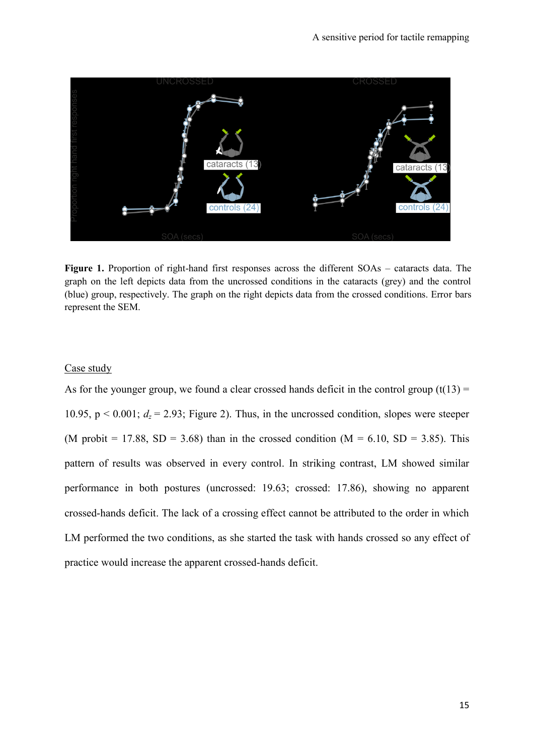**Figure 1.** Proportion of right-hand first responses across the different SOAs – cataracts data. The graph on the left depicts data from the uncrossed conditions in the cataracts (grey) and the control (blue) group, respectively. The graph on the right depicts data from the crossed conditions. Error bars represent the SEM.

Case study

As for the younger group, we found a clear crossed hands deficit in the control group ($t(13) = 10.95$, $p < 0.001$; $d_z = 2.93$; Figure 2). Thus, in the uncrossed condition, slopes were steeper (M probit = 17.88, SD = 3.68) than in the crossed condition (M = 6.10, SD = 3.85). This pattern of results was observed in every control. In striking contrast, LM showed similar performance in both postures (uncrossed: 19.63; crossed: 17.86), showing no apparent crossed-hands deficit. The lack of a crossing effect cannot be attributed to the order in which LM performed the two conditions, as she started the task with hands crossed so any effect of practice would increase the apparent crossed-hands deficit.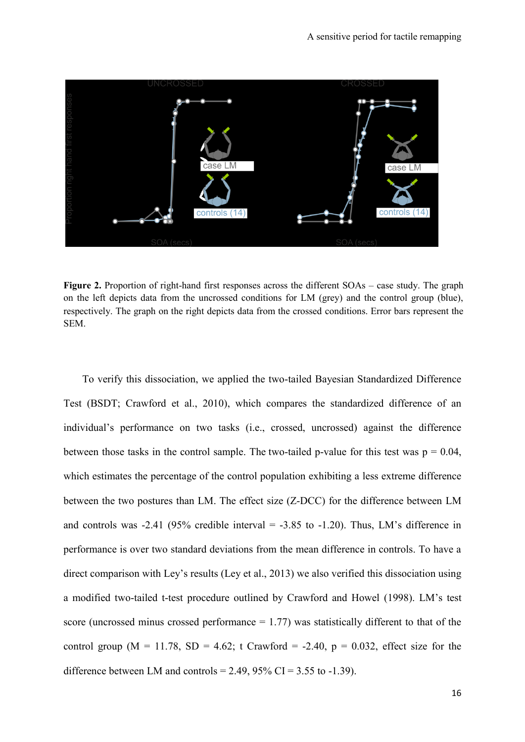**Figure 2.** Proportion of right-hand first responses across the different SOAs – case study. The graph on the left depicts data from the uncrossed conditions for LM (grey) and the control group (blue), respectively. The graph on the right depicts data from the crossed conditions. Error bars represent the SEM.

To verify this dissociation, we applied the two-tailed Bayesian Standardized Difference Test (BSDT; Crawford et al., 2010), which compares the standardized difference of an individual's performance on two tasks (i.e., crossed, uncrossed) against the difference between those tasks in the control sample. The two-tailed p-value for this test was $p = 0.04$, which estimates the percentage of the control population exhibiting a less extreme difference between the two postures than LM. The effect size (Z-DCC) for the difference between LM and controls was -2.41 (95% credible interval = -3.85 to -1.20). Thus, LM's difference in performance is over two standard deviations from the mean difference in controls. To have a direct comparison with Ley's results (Ley et al., 2013) we also verified this dissociation using a modified two-tailed t-test procedure outlined by Crawford and Howel (1998). LM's test score (uncrossed minus crossed performance = 1.77) was statistically different to that of the control group ($M = 11.78$, $SD = 4.62$; t Crawford = -2.40, $p = 0.032$, effect size for the difference between LM and controls = 2.49, 95% CI = 3.55 to -1.39).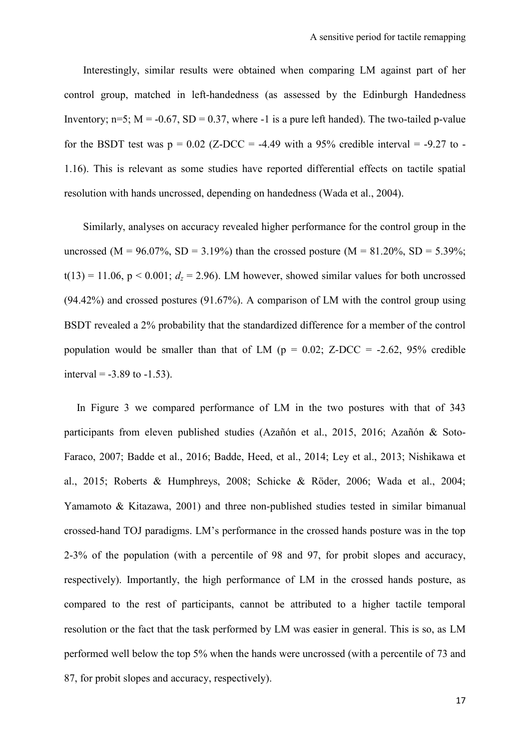Interestingly, similar results were obtained when comparing LM against part of her control group, matched in left-handedness (as assessed by the Edinburgh Handedness Inventory; $n=5$; $M = -0.67$, $SD = 0.37$, where -1 is a pure left handed). The two-tailed p-value for the BSDT test was $p = 0.02$ (Z-DCC = -4.49 with a 95% credible interval = -9.27 to -1.16). This is relevant as some studies have reported differential effects on tactile spatial resolution with hands uncrossed, depending on handedness (Wada et al., 2004).

Similarly, analyses on accuracy revealed higher performance for the control group in the uncrossed ($M = 96.07\%$, $SD = 3.19\%$) than the crossed posture ($M = 81.20\%$, $SD = 5.39\%$; $t(13) = 11.06$, $p < 0.001$; $d_z = 2.96$). LM however, showed similar values for both uncrossed (94.42%) and crossed postures (91.67%). A comparison of LM with the control group using BSDT revealed a 2% probability that the standardized difference for a member of the control population would be smaller than that of LM ($p = 0.02$; Z-DCC = -2.62, 95% credible interval = -3.89 to -1.53).

In Figure 3 we compared performance of LM in the two postures with that of 343 participants from eleven published studies (Azañón et al., 2015, 2016; Azañón & Soto-Faraco, 2007; Badde et al., 2016; Badde, Heed, et al., 2014; Ley et al., 2013; Nishikawa et al., 2015; Roberts & Humphreys, 2008; Schicke & Röder, 2006; Wada et al., 2004; Yamamoto & Kitazawa, 2001) and three non-published studies tested in similar bimanual crossed-hand TOJ paradigms. LM's performance in the crossed hands posture was in the top 2-3% of the population (with a percentile of 98 and 97, for probit slopes and accuracy, respectively). Importantly, the high performance of LM in the crossed hands posture, as compared to the rest of participants, cannot be attributed to a higher tactile temporal resolution or the fact that the task performed by LM was easier in general. This is so, as LM performed well below the top 5% when the hands were uncrossed (with a percentile of 73 and 87, for probit slopes and accuracy, respectively).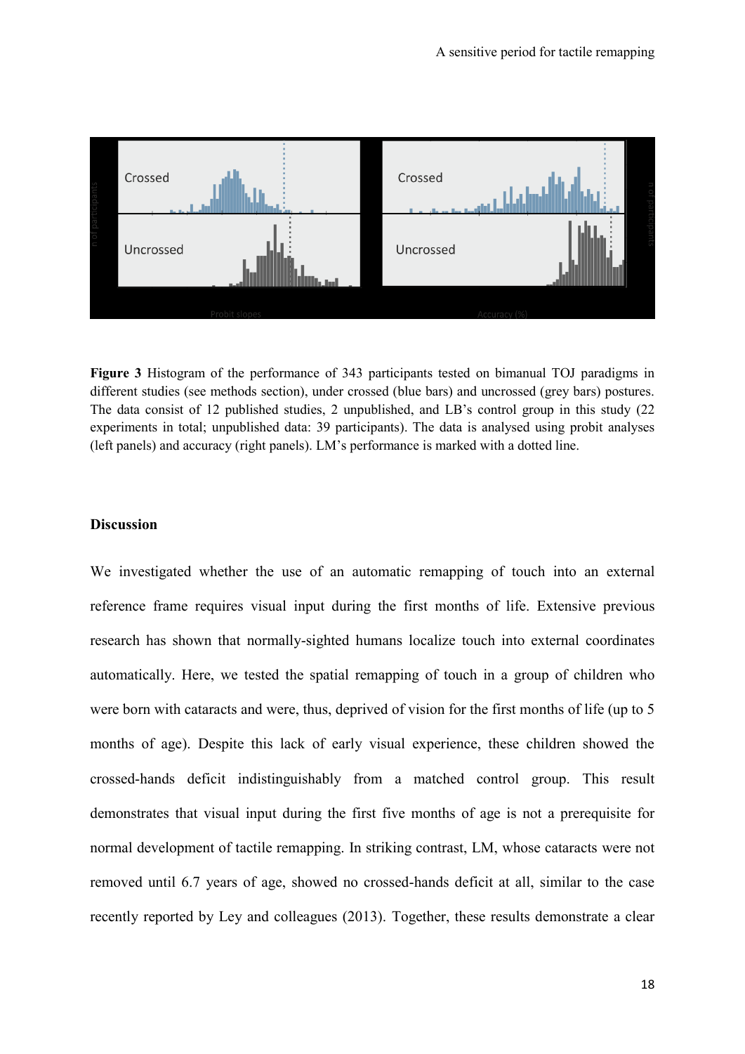**Figure 3** Histogram of the performance of 343 participants tested on bimanual TOJ paradigms in different studies (see methods section), under crossed (blue bars) and uncrossed (grey bars) postures. The data consist of 12 published studies, 2 unpublished, and LB's control group in this study (22 experiments in total; unpublished data: 39 participants). The data is analysed using probit analyses (left panels) and accuracy (right panels). LM's performance is marked with a dotted line.

## Discussion

We investigated whether the use of an automatic remapping of touch into an external reference frame requires visual input during the first months of life. Extensive previous research has shown that normally-sighted humans localize touch into external coordinates automatically. Here, we tested the spatial remapping of touch in a group of children who were born with cataracts and were, thus, deprived of vision for the first months of life (up to 5 months of age). Despite this lack of early visual experience, these children showed the crossed-hands deficit indistinguishably from a matched control group. This result demonstrates that visual input during the first five months of age is not a prerequisite for normal development of tactile remapping. In striking contrast, LM, whose cataracts were not removed until 6.7 years of age, showed no crossed-hands deficit at all, similar to the case recently reported by Ley and colleagues (2013). Together, these results demonstrate a clear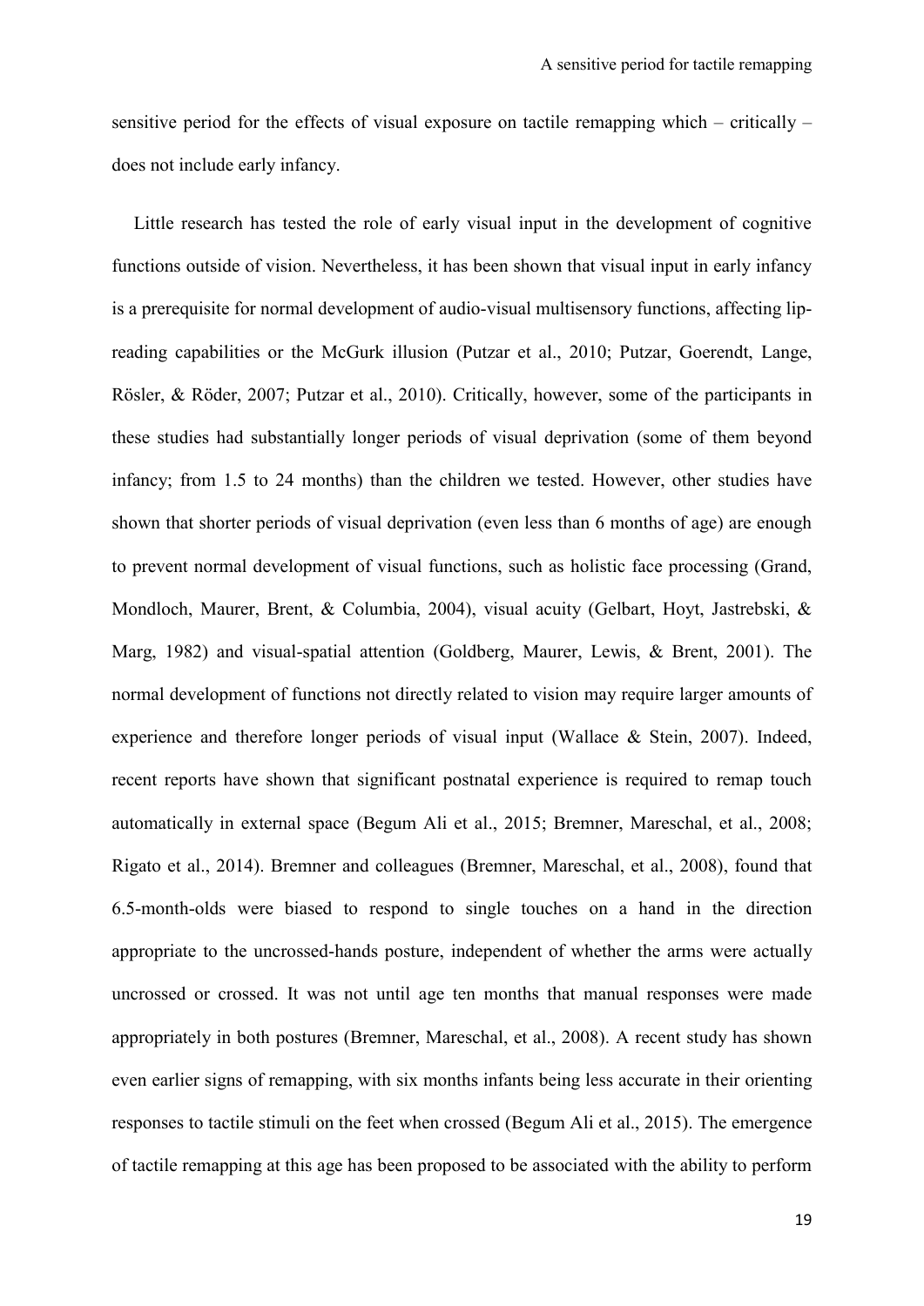sensitive period for the effects of visual exposure on tactile remapping which – critically – does not include early infancy.

Little research has tested the role of early visual input in the development of cognitive functions outside of vision. Nevertheless, it has been shown that visual input in early infancy is a prerequisite for normal development of audio-visual multisensory functions, affecting lip-reading capabilities or the McGurk illusion (Putzar et al., 2010; Putzar, Goerendt, Lange, Rösler, & Röder, 2007; Putzar et al., 2010). Critically, however, some of the participants in these studies had substantially longer periods of visual deprivation (some of them beyond infancy; from 1.5 to 24 months) than the children we tested. However, other studies have shown that shorter periods of visual deprivation (even less than 6 months of age) are enough to prevent normal development of visual functions, such as holistic face processing (Grand, Mondloch, Maurer, Brent, & Columbia, 2004), visual acuity (Gelbart, Hoyt, Jastrebski, & Marg, 1982) and visual-spatial attention (Goldberg, Maurer, Lewis, & Brent, 2001). The normal development of functions not directly related to vision may require larger amounts of experience and therefore longer periods of visual input (Wallace & Stein, 2007). Indeed, recent reports have shown that significant postnatal experience is required to remap touch automatically in external space (Begum Ali et al., 2015; Bremner, Mareschal, et al., 2008; Rigato et al., 2014). Bremner and colleagues (Bremner, Mareschal, et al., 2008), found that 6.5-month-olds were biased to respond to single touches on a hand in the direction appropriate to the uncrossed-hands posture, independent of whether the arms were actually uncrossed or crossed. It was not until age ten months that manual responses were made appropriately in both postures (Bremner, Mareschal, et al., 2008). A recent study has shown even earlier signs of remapping, with six months infants being less accurate in their orienting responses to tactile stimuli on the feet when crossed (Begum Ali et al., 2015). The emergence of tactile remapping at this age has been proposed to be associated with the ability to perform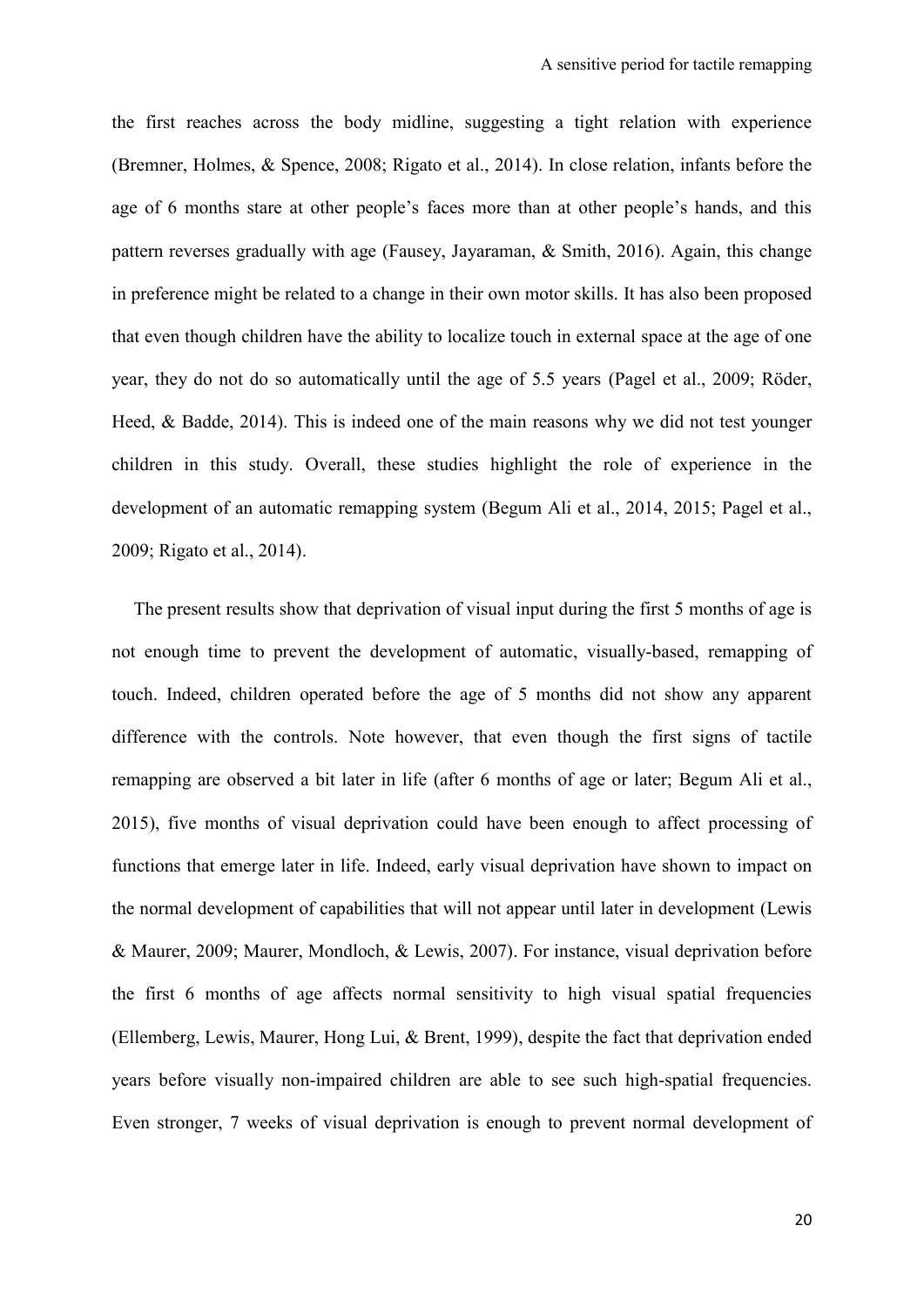the first reaches across the body midline, suggesting a tight relation with experience (Bremner, Holmes, & Spence, 2008; Rigato et al., 2014). In close relation, infants before the age of 6 months stare at other people's faces more than at other people's hands, and this pattern reverses gradually with age (Fausey, Jayaraman, & Smith, 2016). Again, this change in preference might be related to a change in their own motor skills. It has also been proposed that even though children have the ability to localize touch in external space at the age of one year, they do not do so automatically until the age of 5.5 years (Pagel et al., 2009; Röder, Heed, & Badde, 2014). This is indeed one of the main reasons why we did not test younger children in this study. Overall, these studies highlight the role of experience in the development of an automatic remapping system (Begum Ali et al., 2014, 2015; Pagel et al., 2009; Rigato et al., 2014).

The present results show that deprivation of visual input during the first 5 months of age is not enough time to prevent the development of automatic, visually-based, remapping of touch. Indeed, children operated before the age of 5 months did not show any apparent difference with the controls. Note however, that even though the first signs of tactile remapping are observed a bit later in life (after 6 months of age or later; Begum Ali et al., 2015), five months of visual deprivation could have been enough to affect processing of functions that emerge later in life. Indeed, early visual deprivation have shown to impact on the normal development of capabilities that will not appear until later in development (Lewis & Maurer, 2009; Maurer, Mondloch, & Lewis, 2007). For instance, visual deprivation before the first 6 months of age affects normal sensitivity to high visual spatial frequencies (Ellemberg, Lewis, Maurer, Hong Lui, & Brent, 1999), despite the fact that deprivation ended years before visually non-impaired children are able to see such high-spatial frequencies. Even stronger, 7 weeks of visual deprivation is enough to prevent normal development of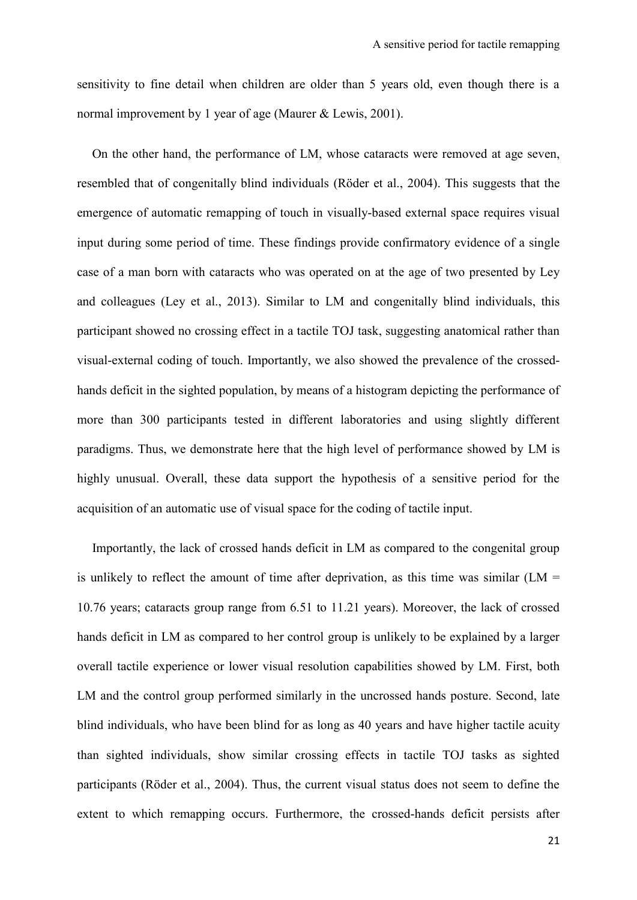sensitivity to fine detail when children are older than 5 years old, even though there is a normal improvement by 1 year of age (Maurer & Lewis, 2001).

On the other hand, the performance of LM, whose cataracts were removed at age seven, resembled that of congenitally blind individuals (Röder et al., 2004). This suggests that the emergence of automatic remapping of touch in visually-based external space requires visual input during some period of time. These findings provide confirmatory evidence of a single case of a man born with cataracts who was operated on at the age of two presented by Ley and colleagues (Ley et al., 2013). Similar to LM and congenitally blind individuals, this participant showed no crossing effect in a tactile TOJ task, suggesting anatomical rather than visual-external coding of touch. Importantly, we also showed the prevalence of the crossed-hands deficit in the sighted population, by means of a histogram depicting the performance of more than 300 participants tested in different laboratories and using slightly different paradigms. Thus, we demonstrate here that the high level of performance showed by LM is highly unusual. Overall, these data support the hypothesis of a sensitive period for the acquisition of an automatic use of visual space for the coding of tactile input.

Importantly, the lack of crossed hands deficit in LM as compared to the congenital group is unlikely to reflect the amount of time after deprivation, as this time was similar (LM = 10.76 years; cataracts group range from 6.51 to 11.21 years). Moreover, the lack of crossed hands deficit in LM as compared to her control group is unlikely to be explained by a larger overall tactile experience or lower visual resolution capabilities showed by LM. First, both LM and the control group performed similarly in the uncrossed hands posture. Second, late blind individuals, who have been blind for as long as 40 years and have higher tactile acuity than sighted individuals, show similar crossing effects in tactile TOJ tasks as sighted participants (Röder et al., 2004). Thus, the current visual status does not seem to define the extent to which remapping occurs. Furthermore, the crossed-hands deficit persists after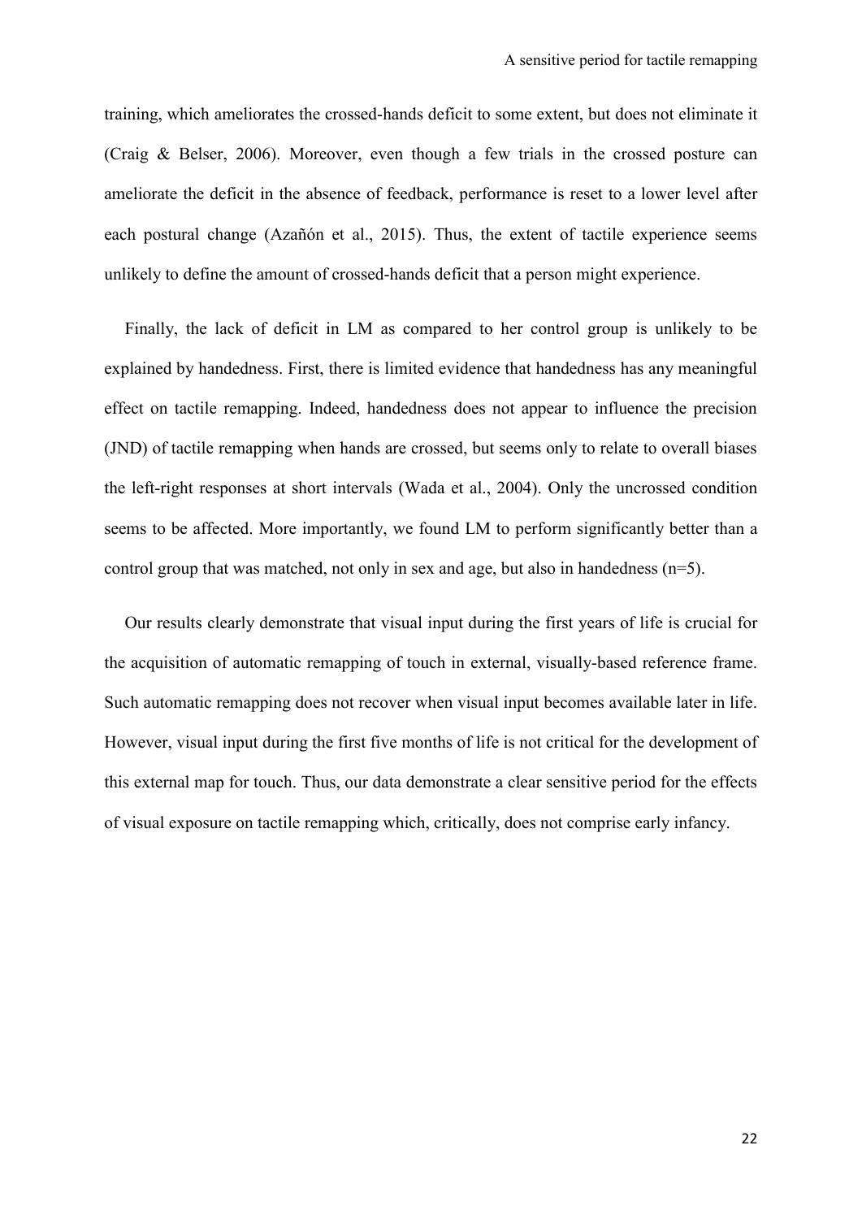training, which ameliorates the crossed-hands deficit to some extent, but does not eliminate it (Craig & Belser, 2006). Moreover, even though a few trials in the crossed posture can ameliorate the deficit in the absence of feedback, performance is reset to a lower level after each postural change (Azañón et al., 2015). Thus, the extent of tactile experience seems unlikely to define the amount of crossed-hands deficit that a person might experience.

Finally, the lack of deficit in LM as compared to her control group is unlikely to be explained by handedness. First, there is limited evidence that handedness has any meaningful effect on tactile remapping. Indeed, handedness does not appear to influence the precision (JND) of tactile remapping when hands are crossed, but seems only to relate to overall biases the left-right responses at short intervals (Wada et al., 2004). Only the uncrossed condition seems to be affected. More importantly, we found LM to perform significantly better than a control group that was matched, not only in sex and age, but also in handedness (n=5).

Our results clearly demonstrate that visual input during the first years of life is crucial for the acquisition of automatic remapping of touch in external, visually-based reference frame. Such automatic remapping does not recover when visual input becomes available later in life. However, visual input during the first five months of life is not critical for the development of this external map for touch. Thus, our data demonstrate a clear sensitive period for the effects of visual exposure on tactile remapping which, critically, does not comprise early infancy.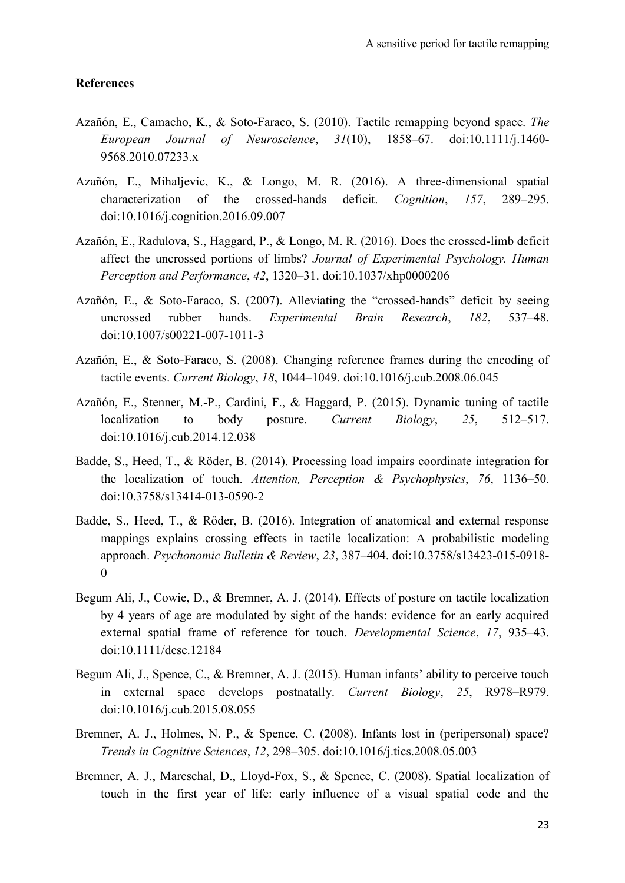## References

Azañón, E., Camacho, K., & Soto-Faraco, S. (2010). Tactile remapping beyond space. *The European Journal of Neuroscience*, *31*(10), 1858–67. doi:10.1111/j.1460-9568.2010.07233.x

Azañón, E., Mihaljevic, K., & Longo, M. R. (2016). A three-dimensional spatial characterization of the crossed-hands deficit. *Cognition*, *157*, 289–295. doi:10.1016/j.cognition.2016.09.007

Azañón, E., Radulova, S., Haggard, P., & Longo, M. R. (2016). Does the crossed-limb deficit affect the uncrossed portions of limbs? *Journal of Experimental Psychology. Human Perception and Performance*, *42*, 1320–31. doi:10.1037/xhp0000206

Azañón, E., & Soto-Faraco, S. (2007). Alleviating the "crossed-hands" deficit by seeing uncrossed rubber hands. *Experimental Brain Research*, *182*, 537–48. doi:10.1007/s00221-007-1011-3

Azañón, E., & Soto-Faraco, S. (2008). Changing reference frames during the encoding of tactile events. *Current Biology*, *18*, 1044–1049. doi:10.1016/j.cub.2008.06.045

Azañón, E., Stenner, M.-P., Cardini, F., & Haggard, P. (2015). Dynamic tuning of tactile localization to body posture. *Current Biology*, *25*, 512–517. doi:10.1016/j.cub.2014.12.038

Badde, S., Heed, T., & Röder, B. (2014). Processing load impairs coordinate integration for the localization of touch. *Attention, Perception & Psychophysics*, *76*, 1136–50. doi:10.3758/s13414-013-0590-2

Badde, S., Heed, T., & Röder, B. (2016). Integration of anatomical and external response mappings explains crossing effects in tactile localization: A probabilistic modeling approach. *Psychonomic Bulletin & Review*, *23*, 387–404. doi:10.3758/s13423-015-0918-0

Begum Ali, J., Cowie, D., & Bremner, A. J. (2014). Effects of posture on tactile localization by 4 years of age are modulated by sight of the hands: evidence for an early acquired external spatial frame of reference for touch. *Developmental Science*, *17*, 935–43. doi:10.1111/desc.12184

Begum Ali, J., Spence, C., & Bremner, A. J. (2015). Human infants' ability to perceive touch in external space develops postnatally. *Current Biology*, *25*, R978–R979. doi:10.1016/j.cub.2015.08.055

Bremner, A. J., Holmes, N. P., & Spence, C. (2008). Infants lost in (peripersonal) space? *Trends in Cognitive Sciences*, *12*, 298–305. doi:10.1016/j.tics.2008.05.003

Bremner, A. J., Mareschal, D., Lloyd-Fox, S., & Spence, C. (2008). Spatial localization of touch in the first year of life: early influence of a visual spatial code and the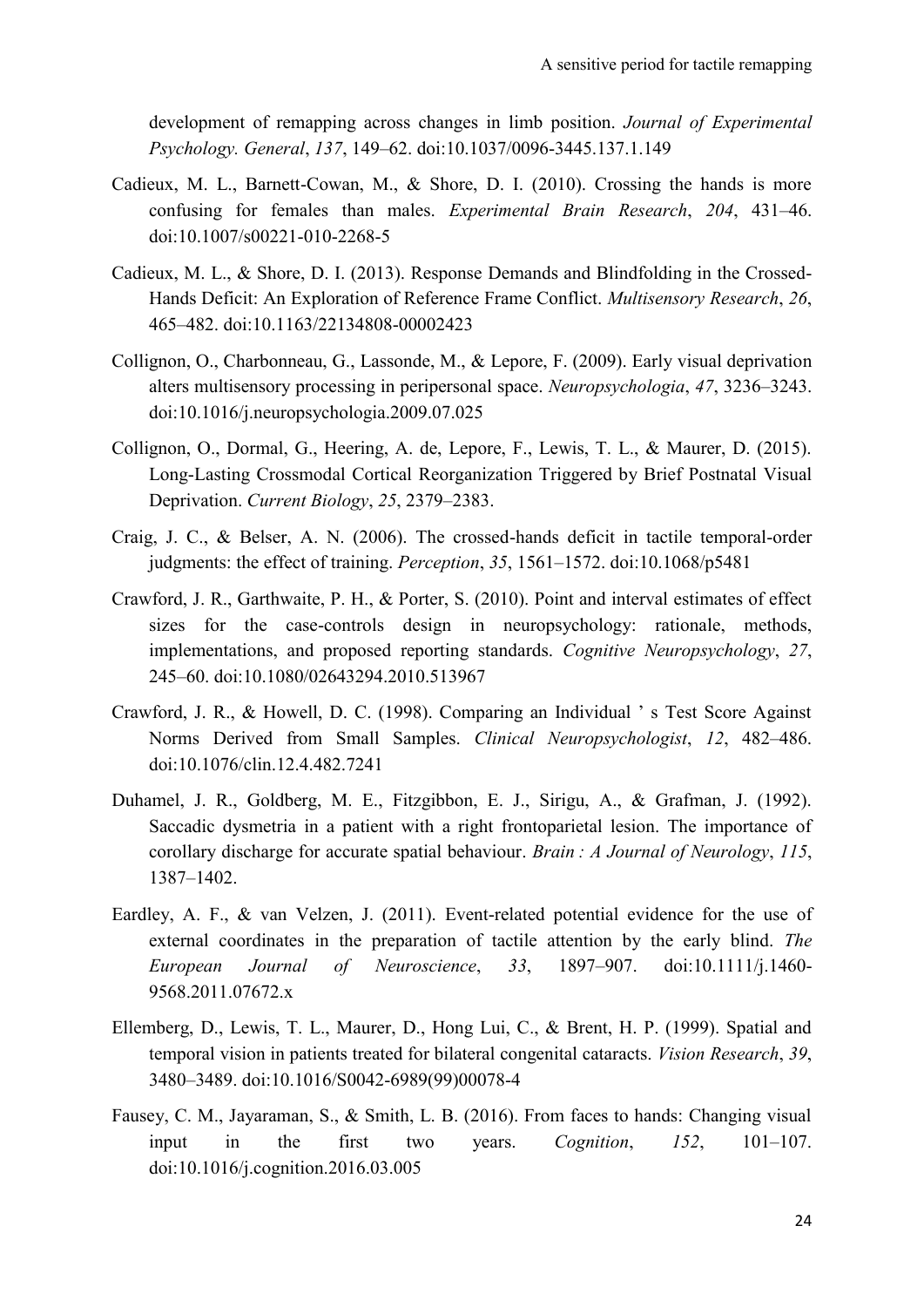development of remapping across changes in limb position. *Journal of Experimental Psychology. General*, *137*, 149–62. doi:10.1037/0096-3445.137.1.149

Cadieux, M. L., Barnett-Cowan, M., & Shore, D. I. (2010). Crossing the hands is more confusing for females than males. *Experimental Brain Research*, *204*, 431–46. doi:10.1007/s00221-010-2268-5

Cadieux, M. L., & Shore, D. I. (2013). Response Demands and Blindfolding in the Crossed-Hands Deficit: An Exploration of Reference Frame Conflict. *Multisensory Research*, *26*, 465–482. doi:10.1163/22134808-00002423

Collignon, O., Charbonneau, G., Lassonde, M., & Lepore, F. (2009). Early visual deprivation alters multisensory processing in peripersonal space. *Neuropsychologia*, *47*, 3236–3243. doi:10.1016/j.neuropsychologia.2009.07.025

Collignon, O., Dormal, G., Heering, A. de, Lepore, F., Lewis, T. L., & Maurer, D. (2015). Long-Lasting Crossmodal Cortical Reorganization Triggered by Brief Postnatal Visual Deprivation. *Current Biology*, *25*, 2379–2383.

Craig, J. C., & Belser, A. N. (2006). The crossed-hands deficit in tactile temporal-order judgments: the effect of training. *Perception*, *35*, 1561–1572. doi:10.1068/p5481

Crawford, J. R., Garthwaite, P. H., & Porter, S. (2010). Point and interval estimates of effect sizes for the case-controls design in neuropsychology: rationale, methods, implementations, and proposed reporting standards. *Cognitive Neuropsychology*, *27*, 245–60. doi:10.1080/02643294.2010.513967

Crawford, J. R., & Howell, D. C. (1998). Comparing an Individual ' s Test Score Against Norms Derived from Small Samples. *Clinical Neuropsychologist*, *12*, 482–486. doi:10.1076/clin.12.4.482.7241

Duhamel, J. R., Goldberg, M. E., Fitzgibbon, E. J., Sirigu, A., & Grafman, J. (1992). Saccadic dysmetria in a patient with a right frontoparietal lesion. The importance of corollary discharge for accurate spatial behaviour. *Brain : A Journal of Neurology*, *115*, 1387–1402.

Eardley, A. F., & van Velzen, J. (2011). Event-related potential evidence for the use of external coordinates in the preparation of tactile attention by the early blind. *The European Journal of Neuroscience*, *33*, 1897–907. doi:10.1111/j.1460-9568.2011.07672.x

Ellemberg, D., Lewis, T. L., Maurer, D., Hong Lui, C., & Brent, H. P. (1999). Spatial and temporal vision in patients treated for bilateral congenital cataracts. *Vision Research*, *39*, 3480–3489. doi:10.1016/S0042-6989(99)00078-4

Fausey, C. M., Jayaraman, S., & Smith, L. B. (2016). From faces to hands: Changing visual input in the first two years. *Cognition*, *152*, 101–107. doi:10.1016/j.cognition.2016.03.005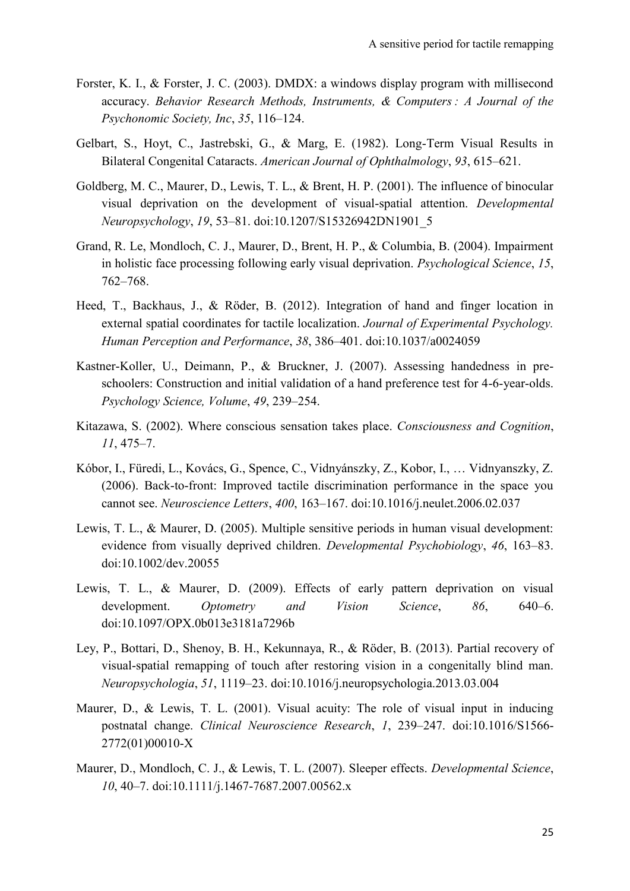Forster, K. I., & Forster, J. C. (2003). DMDX: a windows display program with millisecond accuracy. *Behavior Research Methods, Instruments, & Computers : A Journal of the Psychonomic Society, Inc*, *35*, 116–124.

Gelbart, S., Hoyt, C., Jastrebski, G., & Marg, E. (1982). Long-Term Visual Results in Bilateral Congenital Cataracts. *American Journal of Ophthalmology*, *93*, 615–621.

Goldberg, M. C., Maurer, D., Lewis, T. L., & Brent, H. P. (2001). The influence of binocular visual deprivation on the development of visual-spatial attention. *Developmental Neuropsychology*, *19*, 53–81. doi:10.1207/S15326942DN1901_5

Grand, R. Le, Mondloch, C. J., Maurer, D., Brent, H. P., & Columbia, B. (2004). Impairment in holistic face processing following early visual deprivation. *Psychological Science*, *15*, 762–768.

Heed, T., Backhaus, J., & Röder, B. (2012). Integration of hand and finger location in external spatial coordinates for tactile localization. *Journal of Experimental Psychology. Human Perception and Performance*, *38*, 386–401. doi:10.1037/a0024059

Kastner-Koller, U., Deimann, P., & Bruckner, J. (2007). Assessing handedness in pre-schoolers: Construction and initial validation of a hand preference test for 4-6-year-olds. *Psychology Science, Volume*, *49*, 239–254.

Kitazawa, S. (2002). Where conscious sensation takes place. *Consciousness and Cognition*, *11*, 475–7.

Kóbor, I., Füredi, L., Kovács, G., Spence, C., Vidnyánszky, Z., Kobor, I., … Vidnyanszky, Z. (2006). Back-to-front: Improved tactile discrimination performance in the space you cannot see. *Neuroscience Letters*, *400*, 163–167. doi:10.1016/j.neulet.2006.02.037

Lewis, T. L., & Maurer, D. (2005). Multiple sensitive periods in human visual development: evidence from visually deprived children. *Developmental Psychobiology*, *46*, 163–83. doi:10.1002/dev.20055

Lewis, T. L., & Maurer, D. (2009). Effects of early pattern deprivation on visual development. *Optometry and Vision Science*, *86*, 640–6. doi:10.1097/OPX.0b013e3181a7296b

Ley, P., Bottari, D., Shenoy, B. H., Kekunnaya, R., & Röder, B. (2013). Partial recovery of visual-spatial remapping of touch after restoring vision in a congenitally blind man. *Neuropsychologia*, *51*, 1119–23. doi:10.1016/j.neuropsychologia.2013.03.004

Maurer, D., & Lewis, T. L. (2001). Visual acuity: The role of visual input in inducing postnatal change. *Clinical Neuroscience Research*, *1*, 239–247. doi:10.1016/S1566-2772(01)00010-X

Maurer, D., Mondloch, C. J., & Lewis, T. L. (2007). Sleeper effects. *Developmental Science*, *10*, 40–7. doi:10.1111/j.1467-7687.2007.00562.x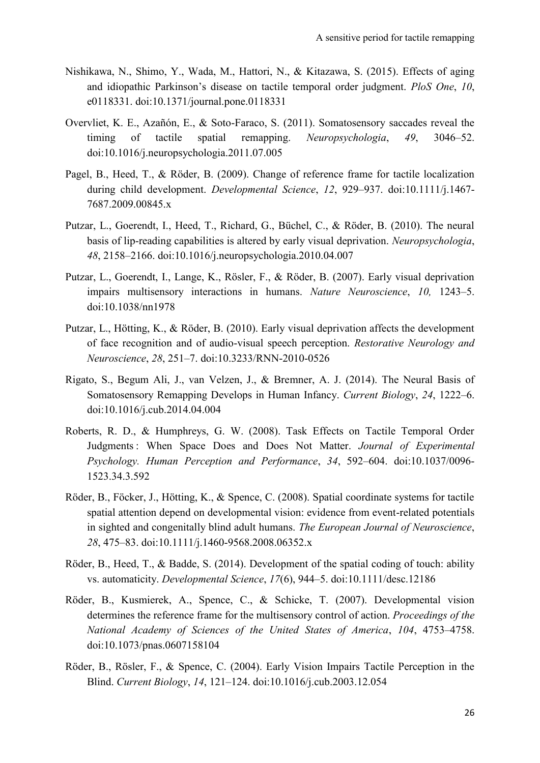Nishikawa, N., Shimo, Y., Wada, M., Hattori, N., & Kitazawa, S. (2015). Effects of aging and idiopathic Parkinson's disease on tactile temporal order judgment. *PloS One*, *10*, e0118331. doi:10.1371/journal.pone.0118331

Overvliet, K. E., Azañón, E., & Soto-Faraco, S. (2011). Somatosensory saccades reveal the timing of tactile spatial remapping. *Neuropsychologia*, *49*, 3046–52. doi:10.1016/j.neuropsychologia.2011.07.005

Pagel, B., Heed, T., & Röder, B. (2009). Change of reference frame for tactile localization during child development. *Developmental Science*, *12*, 929–937. doi:10.1111/j.1467-7687.2009.00845.x

Putzar, L., Goerendt, I., Heed, T., Richard, G., Büchel, C., & Röder, B. (2010). The neural basis of lip-reading capabilities is altered by early visual deprivation. *Neuropsychologia*, *48*, 2158–2166. doi:10.1016/j.neuropsychologia.2010.04.007

Putzar, L., Goerendt, I., Lange, K., Rösler, F., & Röder, B. (2007). Early visual deprivation impairs multisensory interactions in humans. *Nature Neuroscience*, *10,* 1243–5. doi:10.1038/nn1978

Putzar, L., Hötting, K., & Röder, B. (2010). Early visual deprivation affects the development of face recognition and of audio-visual speech perception. *Restorative Neurology and Neuroscience*, *28*, 251–7. doi:10.3233/RNN-2010-0526

Rigato, S., Begum Ali, J., van Velzen, J., & Bremner, A. J. (2014). The Neural Basis of Somatosensory Remapping Develops in Human Infancy. *Current Biology*, *24*, 1222–6. doi:10.1016/j.cub.2014.04.004

Roberts, R. D., & Humphreys, G. W. (2008). Task Effects on Tactile Temporal Order Judgments : When Space Does and Does Not Matter. *Journal of Experimental Psychology. Human Perception and Performance*, *34*, 592–604. doi:10.1037/0096-1523.34.3.592

Röder, B., Föcker, J., Hötting, K., & Spence, C. (2008). Spatial coordinate systems for tactile spatial attention depend on developmental vision: evidence from event-related potentials in sighted and congenitally blind adult humans. *The European Journal of Neuroscience*, *28*, 475–83. doi:10.1111/j.1460-9568.2008.06352.x

Röder, B., Heed, T., & Badde, S. (2014). Development of the spatial coding of touch: ability vs. automaticity. *Developmental Science*, *17*(6), 944–5. doi:10.1111/desc.12186

Röder, B., Kusmierek, A., Spence, C., & Schicke, T. (2007). Developmental vision determines the reference frame for the multisensory control of action. *Proceedings of the National Academy of Sciences of the United States of America*, *104*, 4753–4758. doi:10.1073/pnas.0607158104

Röder, B., Rösler, F., & Spence, C. (2004). Early Vision Impairs Tactile Perception in the Blind. *Current Biology*, *14*, 121–124. doi:10.1016/j.cub.2003.12.054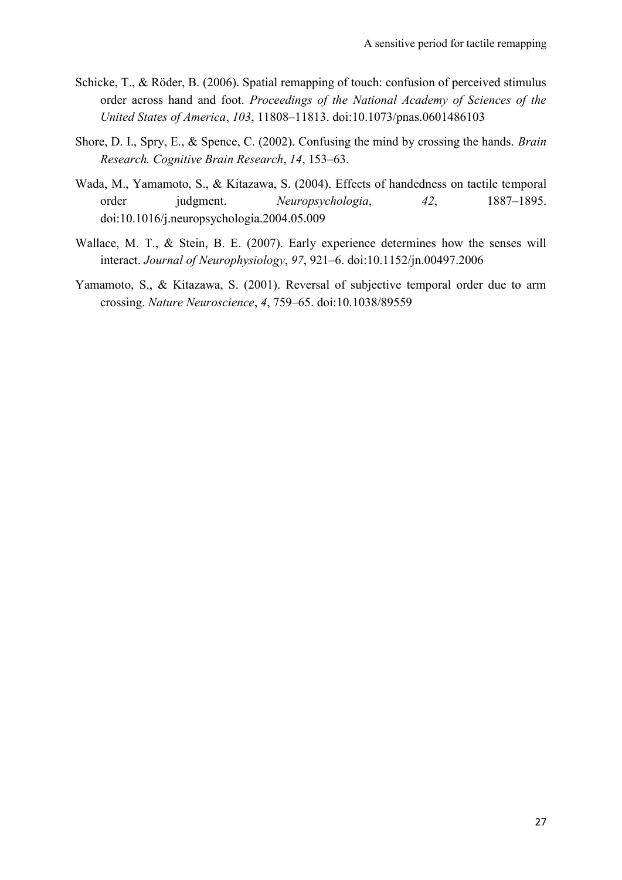Schicke, T., & Röder, B. (2006). Spatial remapping of touch: confusion of perceived stimulus order across hand and foot. *Proceedings of the National Academy of Sciences of the United States of America*, *103*, 11808–11813. doi:10.1073/pnas.0601486103

Shore, D. I., Spry, E., & Spence, C. (2002). Confusing the mind by crossing the hands. *Brain Research. Cognitive Brain Research*, *14*, 153–63.

Wada, M., Yamamoto, S., & Kitazawa, S. (2004). Effects of handedness on tactile temporal order judgment. *Neuropsychologia*, *42*, 1887–1895. doi:10.1016/j.neuropsychologia.2004.05.009

Wallace, M. T., & Stein, B. E. (2007). Early experience determines how the senses will interact. *Journal of Neurophysiology*, *97*, 921–6. doi:10.1152/jn.00497.2006

Yamamoto, S., & Kitazawa, S. (2001). Reversal of subjective temporal order due to arm crossing. *Nature Neuroscience*, *4*, 759–65. doi:10.1038/89559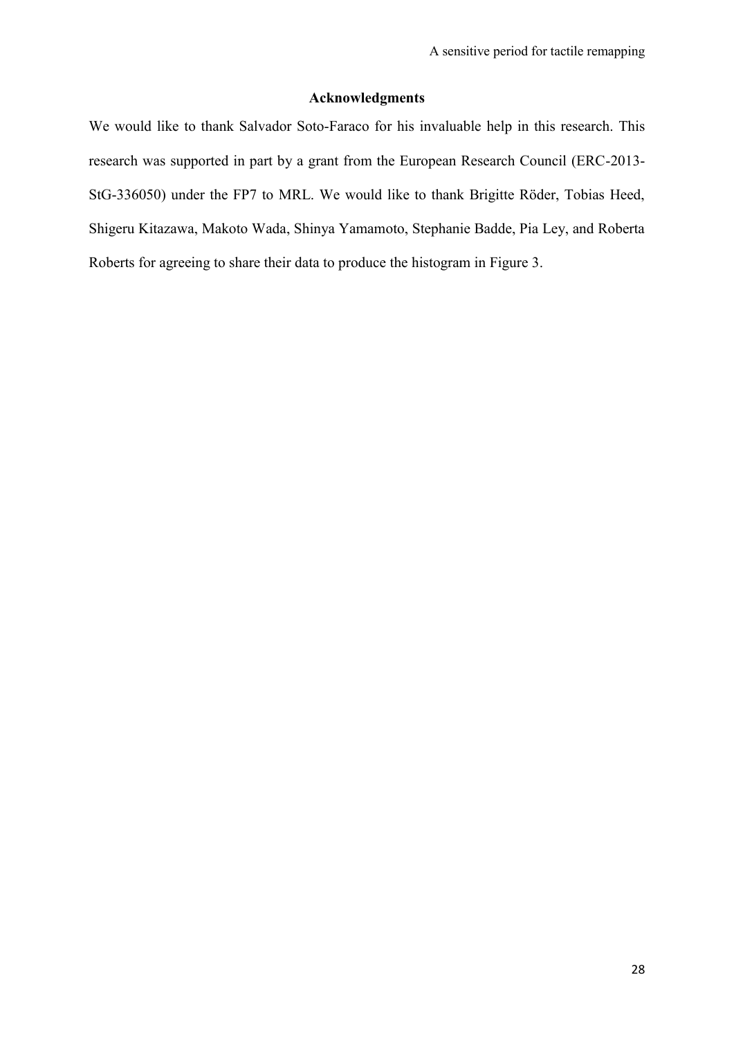## Acknowledgments

We would like to thank Salvador Soto-Faraco for his invaluable help in this research. This research was supported in part by a grant from the European Research Council (ERC-2013-StG-336050) under the FP7 to MRL. We would like to thank Brigitte Röder, Tobias Heed, Shigeru Kitazawa, Makoto Wada, Shinya Yamamoto, Stephanie Badde, Pia Ley, and Roberta Roberts for agreeing to share their data to produce the histogram in Figure 3.